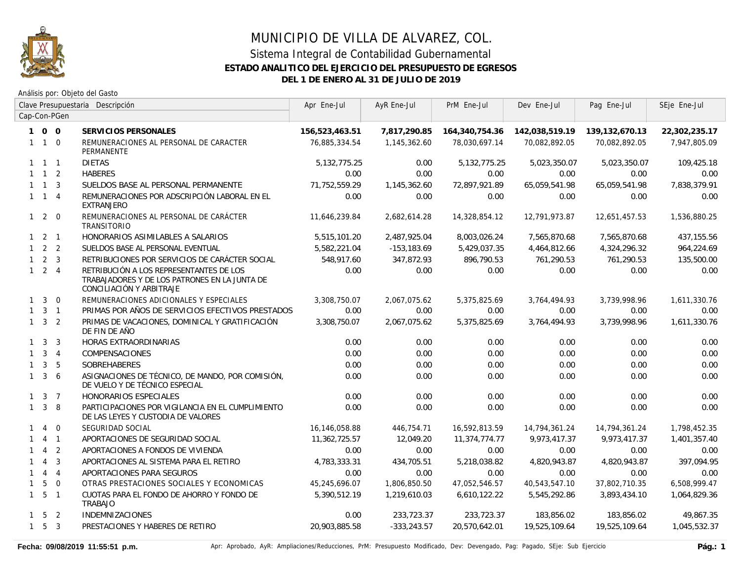# MUNICIPIO DE VILLA DE ALVAREZ, COL.

## Sistema Integral de Contabilidad Gubernamental

### ESTADO ANALITICO DEL EJERCICIO DEL PRESUPUESTO DE EGRESOS

### DEL 1 DE ENERO AL 31 DE JULIO DE 2019

Análisis por: Objeto del Gasto

| Clave Presupuestaria Cap-Con-PGen | Descripción | Apr Ene-Jul | AyR Ene-Jul | PrM Ene-Jul | Dev Ene-Jul | Pag Ene-Jul | SEje Ene-Jul |
|---|---|---|---|---|---|---|---|
| **1 0 0** | **SERVICIOS PERSONALES** | **156,523,463.51** | **7,817,290.85** | **164,340,754.36** | **142,038,519.19** | **139,132,670.13** | **22,302,235.17** |
| 1 1 0 | REMUNERACIONES AL PERSONAL DE CARACTER PERMANENTE | 76,885,334.54 | 1,145,362.60 | 78,030,697.14 | 70,082,892.05 | 70,082,892.05 | 7,947,805.09 |
| 1 1 1 | DIETAS | 5,132,775.25 | 0.00 | 5,132,775.25 | 5,023,350.07 | 5,023,350.07 | 109,425.18 |
| 1 1 2 | HABERES | 0.00 | 0.00 | 0.00 | 0.00 | 0.00 | 0.00 |
| 1 1 3 | SUELDOS BASE AL PERSONAL PERMANENTE | 71,752,559.29 | 1,145,362.60 | 72,897,921.89 | 65,059,541.98 | 65,059,541.98 | 7,838,379.91 |
| 1 1 4 | REMUNERACIONES POR ADSCRIPCIÓN LABORAL EN EL EXTRANJERO | 0.00 | 0.00 | 0.00 | 0.00 | 0.00 | 0.00 |
| 1 2 0 | REMUNERACIONES AL PERSONAL DE CARÁCTER TRANSITORIO | 11,646,239.84 | 2,682,614.28 | 14,328,854.12 | 12,791,973.87 | 12,651,457.53 | 1,536,880.25 |
| 1 2 1 | HONORARIOS ASIMILABLES A SALARIOS | 5,515,101.20 | 2,487,925.04 | 8,003,026.24 | 7,565,870.68 | 7,565,870.68 | 437,155.56 |
| 1 2 2 | SUELDOS BASE AL PERSONAL EVENTUAL | 5,582,221.04 | -153,183.69 | 5,429,037.35 | 4,464,812.66 | 4,324,296.32 | 964,224.69 |
| 1 2 3 | RETRIBUCIONES POR SERVICIOS DE CARÁCTER SOCIAL | 548,917.60 | 347,872.93 | 896,790.53 | 761,290.53 | 761,290.53 | 135,500.00 |
| 1 2 4 | RETRIBUCIÓN A LOS REPRESENTANTES DE LOS TRABAJADORES Y DE LOS PATRONES EN LA JUNTA DE CONCILIACIÓN Y ARBITRAJE | 0.00 | 0.00 | 0.00 | 0.00 | 0.00 | 0.00 |
| 1 3 0 | REMUNERACIONES ADICIONALES Y ESPECIALES | 3,308,750.07 | 2,067,075.62 | 5,375,825.69 | 3,764,494.93 | 3,739,998.96 | 1,611,330.76 |
| 1 3 1 | PRIMAS POR AÑOS DE SERVICIOS EFECTIVOS PRESTADOS | 0.00 | 0.00 | 0.00 | 0.00 | 0.00 | 0.00 |
| 1 3 2 | PRIMAS DE VACACIONES, DOMINICAL Y GRATIFICACIÓN DE FIN DE AÑO | 3,308,750.07 | 2,067,075.62 | 5,375,825.69 | 3,764,494.93 | 3,739,998.96 | 1,611,330.76 |
| 1 3 3 | HORAS EXTRAORDINARIAS | 0.00 | 0.00 | 0.00 | 0.00 | 0.00 | 0.00 |
| 1 3 4 | COMPENSACIONES | 0.00 | 0.00 | 0.00 | 0.00 | 0.00 | 0.00 |
| 1 3 5 | SOBREHABERES | 0.00 | 0.00 | 0.00 | 0.00 | 0.00 | 0.00 |
| 1 3 6 | ASIGNACIONES DE TÉCNICO, DE MANDO, POR COMISIÓN, DE VUELO Y DE TÉCNICO ESPECIAL | 0.00 | 0.00 | 0.00 | 0.00 | 0.00 | 0.00 |
| 1 3 7 | HONORARIOS ESPECIALES | 0.00 | 0.00 | 0.00 | 0.00 | 0.00 | 0.00 |
| 1 3 8 | PARTICIPACIONES POR VIGILANCIA EN EL CUMPLIMIENTO DE LAS LEYES Y CUSTODIA DE VALORES | 0.00 | 0.00 | 0.00 | 0.00 | 0.00 | 0.00 |
| 1 4 0 | SEGURIDAD SOCIAL | 16,146,058.88 | 446,754.71 | 16,592,813.59 | 14,794,361.24 | 14,794,361.24 | 1,798,452.35 |
| 1 4 1 | APORTACIONES DE SEGURIDAD SOCIAL | 11,362,725.57 | 12,049.20 | 11,374,774.77 | 9,973,417.37 | 9,973,417.37 | 1,401,357.40 |
| 1 4 2 | APORTACIONES A FONDOS DE VIVIENDA | 0.00 | 0.00 | 0.00 | 0.00 | 0.00 | 0.00 |
| 1 4 3 | APORTACIONES AL SISTEMA PARA EL RETIRO | 4,783,333.31 | 434,705.51 | 5,218,038.82 | 4,820,943.87 | 4,820,943.87 | 397,094.95 |
| 1 4 4 | APORTACIONES PARA SEGUROS | 0.00 | 0.00 | 0.00 | 0.00 | 0.00 | 0.00 |
| 1 5 0 | OTRAS PRESTACIONES SOCIALES Y ECONOMICAS | 45,245,696.07 | 1,806,850.50 | 47,052,546.57 | 40,543,547.10 | 37,802,710.35 | 6,508,999.47 |
| 1 5 1 | CUOTAS PARA EL FONDO DE AHORRO Y FONDO DE TRABAJO | 5,390,512.19 | 1,219,610.03 | 6,610,122.22 | 5,545,292.86 | 3,893,434.10 | 1,064,829.36 |
| 1 5 2 | INDEMNIZACIONES | 0.00 | 233,723.37 | 233,723.37 | 183,856.02 | 183,856.02 | 49,867.35 |
| 1 5 3 | PRESTACIONES Y HABERES DE RETIRO | 20,903,885.58 | -333,243.57 | 20,570,642.01 | 19,525,109.64 | 19,525,109.64 | 1,045,532.37 |

Fecha: 09/08/2019 11:55:51 p.m.

Apr: Aprobado, AyR: Ampliaciones/Reducciones, PrM: Presupuesto Modificado, Dev: Devengado, Pag: Pagado, SEje: Sub Ejercicio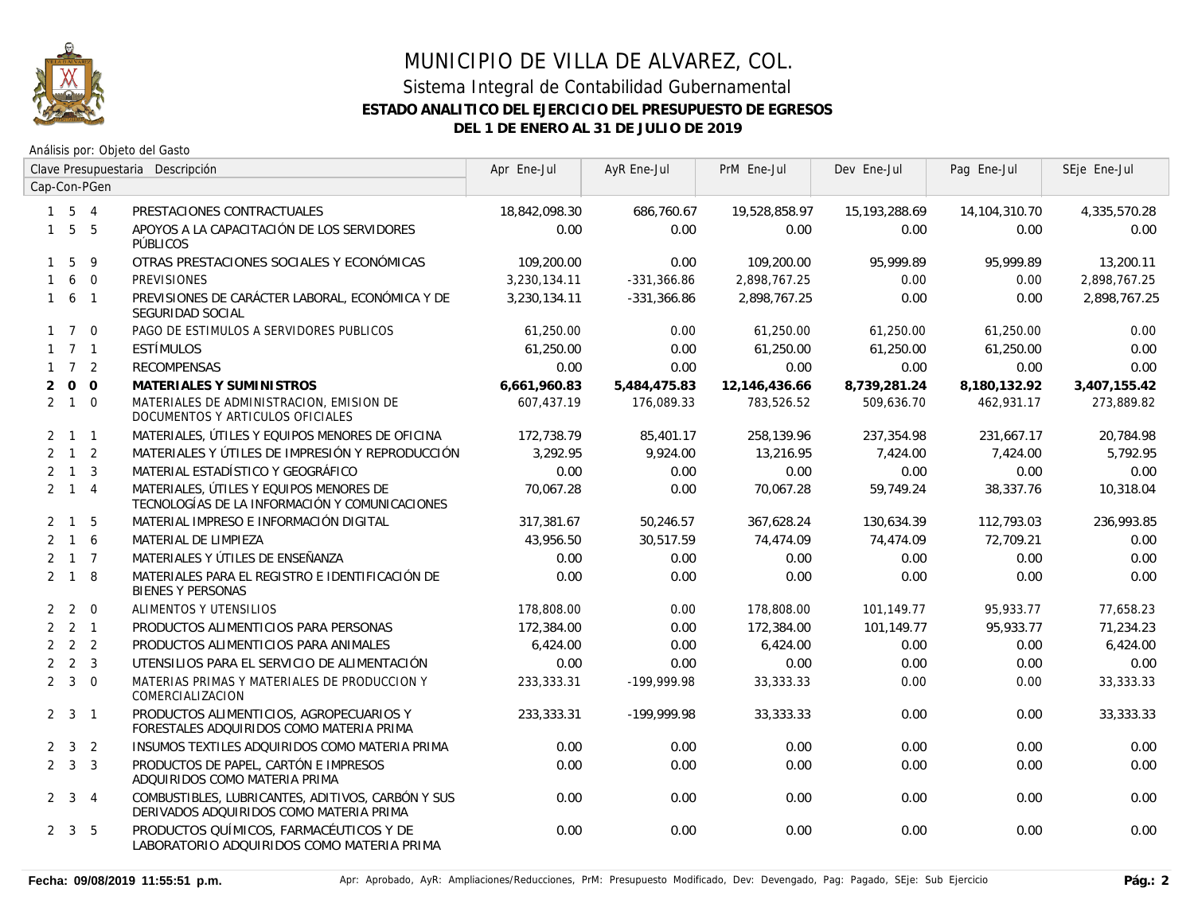# MUNICIPIO DE VILLA DE ALVAREZ, COL.

## Sistema Integral de Contabilidad Gubernamental

### ESTADO ANALITICO DEL EJERCICIO DEL PRESUPUESTO DE EGRESOS

### DEL 1 DE ENERO AL 31 DE JULIO DE 2019

Análisis por: Objeto del Gasto

| Clave Presupuestaria Cap-Con-PGen | Descripción | Apr Ene-Jul | AyR Ene-Jul | PrM Ene-Jul | Dev Ene-Jul | Pag Ene-Jul | SEje Ene-Jul |
|---|---|---|---|---|---|---|---|
| 1 5 4 | PRESTACIONES CONTRACTUALES | 18,842,098.30 | 686,760.67 | 19,528,858.97 | 15,193,288.69 | 14,104,310.70 | 4,335,570.28 |
| 1 5 5 | APOYOS A LA CAPACITACIÓN DE LOS SERVIDORES PÚBLICOS | 0.00 | 0.00 | 0.00 | 0.00 | 0.00 | 0.00 |
| 1 5 9 | OTRAS PRESTACIONES SOCIALES Y ECONÓMICAS | 109,200.00 | 0.00 | 109,200.00 | 95,999.89 | 95,999.89 | 13,200.11 |
| 1 6 0 | PREVISIONES | 3,230,134.11 | -331,366.86 | 2,898,767.25 | 0.00 | 0.00 | 2,898,767.25 |
| 1 6 1 | PREVISIONES DE CARÁCTER LABORAL, ECONÓMICA Y DE SEGURIDAD SOCIAL | 3,230,134.11 | -331,366.86 | 2,898,767.25 | 0.00 | 0.00 | 2,898,767.25 |
| 1 7 0 | PAGO DE ESTIMULOS A SERVIDORES PUBLICOS | 61,250.00 | 0.00 | 61,250.00 | 61,250.00 | 61,250.00 | 0.00 |
| 1 7 1 | ESTÍMULOS | 61,250.00 | 0.00 | 61,250.00 | 61,250.00 | 61,250.00 | 0.00 |
| 1 7 2 | RECOMPENSAS | 0.00 | 0.00 | 0.00 | 0.00 | 0.00 | 0.00 |
| **2 0 0** | **MATERIALES Y SUMINISTROS** | **6,661,960.83** | **5,484,475.83** | **12,146,436.66** | **8,739,281.24** | **8,180,132.92** | **3,407,155.42** |
| 2 1 0 | MATERIALES DE ADMINISTRACION, EMISION DE DOCUMENTOS Y ARTICULOS OFICIALES | 607,437.19 | 176,089.33 | 783,526.52 | 509,636.70 | 462,931.17 | 273,889.82 |
| 2 1 1 | MATERIALES, ÚTILES Y EQUIPOS MENORES DE OFICINA | 172,738.79 | 85,401.17 | 258,139.96 | 237,354.98 | 231,667.17 | 20,784.98 |
| 2 1 2 | MATERIALES Y ÚTILES DE IMPRESIÓN Y REPRODUCCIÓN | 3,292.95 | 9,924.00 | 13,216.95 | 7,424.00 | 7,424.00 | 5,792.95 |
| 2 1 3 | MATERIAL ESTADÍSTICO Y GEOGRÁFICO | 0.00 | 0.00 | 0.00 | 0.00 | 0.00 | 0.00 |
| 2 1 4 | MATERIALES, ÚTILES Y EQUIPOS MENORES DE TECNOLOGÍAS DE LA INFORMACIÓN Y COMUNICACIONES | 70,067.28 | 0.00 | 70,067.28 | 59,749.24 | 38,337.76 | 10,318.04 |
| 2 1 5 | MATERIAL IMPRESO E INFORMACIÓN DIGITAL | 317,381.67 | 50,246.57 | 367,628.24 | 130,634.39 | 112,793.03 | 236,993.85 |
| 2 1 6 | MATERIAL DE LIMPIEZA | 43,956.50 | 30,517.59 | 74,474.09 | 74,474.09 | 72,709.21 | 0.00 |
| 2 1 7 | MATERIALES Y ÚTILES DE ENSEÑANZA | 0.00 | 0.00 | 0.00 | 0.00 | 0.00 | 0.00 |
| 2 1 8 | MATERIALES PARA EL REGISTRO E IDENTIFICACIÓN DE BIENES Y PERSONAS | 0.00 | 0.00 | 0.00 | 0.00 | 0.00 | 0.00 |
| 2 2 0 | ALIMENTOS Y UTENSILIOS | 178,808.00 | 0.00 | 178,808.00 | 101,149.77 | 95,933.77 | 77,658.23 |
| 2 2 1 | PRODUCTOS ALIMENTICIOS PARA PERSONAS | 172,384.00 | 0.00 | 172,384.00 | 101,149.77 | 95,933.77 | 71,234.23 |
| 2 2 2 | PRODUCTOS ALIMENTICIOS PARA ANIMALES | 6,424.00 | 0.00 | 6,424.00 | 0.00 | 0.00 | 6,424.00 |
| 2 2 3 | UTENSILIOS PARA EL SERVICIO DE ALIMENTACIÓN | 0.00 | 0.00 | 0.00 | 0.00 | 0.00 | 0.00 |
| 2 3 0 | MATERIAS PRIMAS Y MATERIALES DE PRODUCCION Y COMERCIALIZACION | 233,333.31 | -199,999.98 | 33,333.33 | 0.00 | 0.00 | 33,333.33 |
| 2 3 1 | PRODUCTOS ALIMENTICIOS, AGROPECUARIOS Y FORESTALES ADQUIRIDOS COMO MATERIA PRIMA | 233,333.31 | -199,999.98 | 33,333.33 | 0.00 | 0.00 | 33,333.33 |
| 2 3 2 | INSUMOS TEXTILES ADQUIRIDOS COMO MATERIA PRIMA | 0.00 | 0.00 | 0.00 | 0.00 | 0.00 | 0.00 |
| 2 3 3 | PRODUCTOS DE PAPEL, CARTÓN E IMPRESOS ADQUIRIDOS COMO MATERIA PRIMA | 0.00 | 0.00 | 0.00 | 0.00 | 0.00 | 0.00 |
| 2 3 4 | COMBUSTIBLES, LUBRICANTES, ADITIVOS, CARBÓN Y SUS DERIVADOS ADQUIRIDOS COMO MATERIA PRIMA | 0.00 | 0.00 | 0.00 | 0.00 | 0.00 | 0.00 |
| 2 3 5 | PRODUCTOS QUÍMICOS, FARMACÉUTICOS Y DE LABORATORIO ADQUIRIDOS COMO MATERIA PRIMA | 0.00 | 0.00 | 0.00 | 0.00 | 0.00 | 0.00 |

Fecha: 09/08/2019 11:55:51 p.m. — Apr: Aprobado, AyR: Ampliaciones/Reducciones, PrM: Presupuesto Modificado, Dev: Devengado, Pag: Pagado, SEje: Sub Ejercicio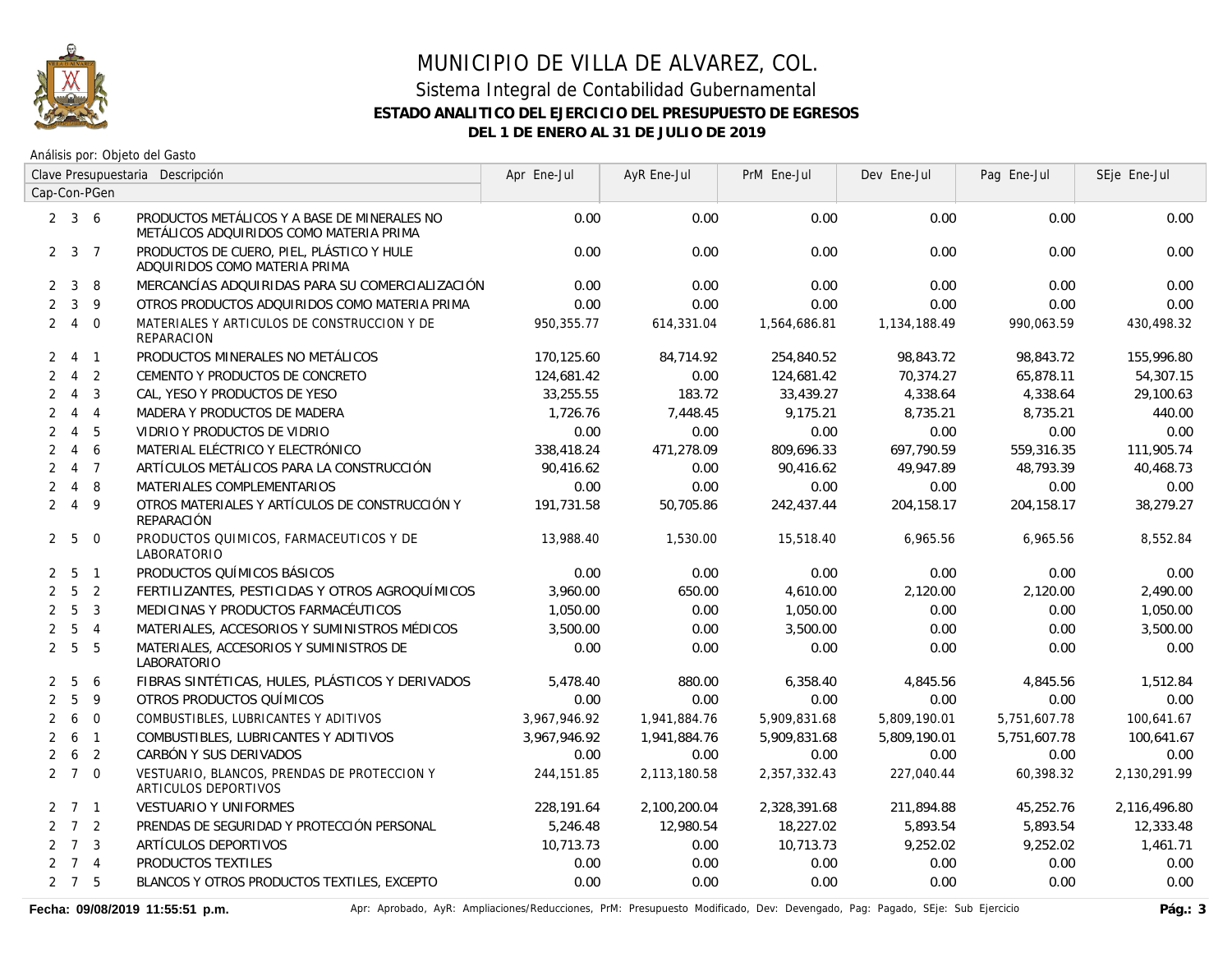# MUNICIPIO DE VILLA DE ALVAREZ, COL.

## Sistema Integral de Contabilidad Gubernamental

### ESTADO ANALITICO DEL EJERCICIO DEL PRESUPUESTO DE EGRESOS

### DEL 1 DE ENERO AL 31 DE JULIO DE 2019

Análisis por: Objeto del Gasto

| Clave Presupuestaria Cap-Con-PGen | Descripción | Apr Ene-Jul | AyR Ene-Jul | PrM Ene-Jul | Dev Ene-Jul | Pag Ene-Jul | SEje Ene-Jul |
|---|---|---|---|---|---|---|---|
| 2 3 6 | PRODUCTOS METÁLICOS Y A BASE DE MINERALES NO METÁLICOS ADQUIRIDOS COMO MATERIA PRIMA | 0.00 | 0.00 | 0.00 | 0.00 | 0.00 | 0.00 |
| 2 3 7 | PRODUCTOS DE CUERO, PIEL, PLÁSTICO Y HULE ADQUIRIDOS COMO MATERIA PRIMA | 0.00 | 0.00 | 0.00 | 0.00 | 0.00 | 0.00 |
| 2 3 8 | MERCANCÍAS ADQUIRIDAS PARA SU COMERCIALIZACIÓN | 0.00 | 0.00 | 0.00 | 0.00 | 0.00 | 0.00 |
| 2 3 9 | OTROS PRODUCTOS ADQUIRIDOS COMO MATERIA PRIMA | 0.00 | 0.00 | 0.00 | 0.00 | 0.00 | 0.00 |
| 2 4 0 | MATERIALES Y ARTICULOS DE CONSTRUCCION Y DE REPARACION | 950,355.77 | 614,331.04 | 1,564,686.81 | 1,134,188.49 | 990,063.59 | 430,498.32 |
| 2 4 1 | PRODUCTOS MINERALES NO METÁLICOS | 170,125.60 | 84,714.92 | 254,840.52 | 98,843.72 | 98,843.72 | 155,996.80 |
| 2 4 2 | CEMENTO Y PRODUCTOS DE CONCRETO | 124,681.42 | 0.00 | 124,681.42 | 70,374.27 | 65,878.11 | 54,307.15 |
| 2 4 3 | CAL, YESO Y PRODUCTOS DE YESO | 33,255.55 | 183.72 | 33,439.27 | 4,338.64 | 4,338.64 | 29,100.63 |
| 2 4 4 | MADERA Y PRODUCTOS DE MADERA | 1,726.76 | 7,448.45 | 9,175.21 | 8,735.21 | 8,735.21 | 440.00 |
| 2 4 5 | VIDRIO Y PRODUCTOS DE VIDRIO | 0.00 | 0.00 | 0.00 | 0.00 | 0.00 | 0.00 |
| 2 4 6 | MATERIAL ELÉCTRICO Y ELECTRÓNICO | 338,418.24 | 471,278.09 | 809,696.33 | 697,790.59 | 559,316.35 | 111,905.74 |
| 2 4 7 | ARTÍCULOS METÁLICOS PARA LA CONSTRUCCIÓN | 90,416.62 | 0.00 | 90,416.62 | 49,947.89 | 48,793.39 | 40,468.73 |
| 2 4 8 | MATERIALES COMPLEMENTARIOS | 0.00 | 0.00 | 0.00 | 0.00 | 0.00 | 0.00 |
| 2 4 9 | OTROS MATERIALES Y ARTÍCULOS DE CONSTRUCCIÓN Y REPARACIÓN | 191,731.58 | 50,705.86 | 242,437.44 | 204,158.17 | 204,158.17 | 38,279.27 |
| 2 5 0 | PRODUCTOS QUIMICOS, FARMACEUTICOS Y DE LABORATORIO | 13,988.40 | 1,530.00 | 15,518.40 | 6,965.56 | 6,965.56 | 8,552.84 |
| 2 5 1 | PRODUCTOS QUÍMICOS BÁSICOS | 0.00 | 0.00 | 0.00 | 0.00 | 0.00 | 0.00 |
| 2 5 2 | FERTILIZANTES, PESTICIDAS Y OTROS AGROQUÍMICOS | 3,960.00 | 650.00 | 4,610.00 | 2,120.00 | 2,120.00 | 2,490.00 |
| 2 5 3 | MEDICINAS Y PRODUCTOS FARMACÉUTICOS | 1,050.00 | 0.00 | 1,050.00 | 0.00 | 0.00 | 1,050.00 |
| 2 5 4 | MATERIALES, ACCESORIOS Y SUMINISTROS MÉDICOS | 3,500.00 | 0.00 | 3,500.00 | 0.00 | 0.00 | 3,500.00 |
| 2 5 5 | MATERIALES, ACCESORIOS Y SUMINISTROS DE LABORATORIO | 0.00 | 0.00 | 0.00 | 0.00 | 0.00 | 0.00 |
| 2 5 6 | FIBRAS SINTÉTICAS, HULES, PLÁSTICOS Y DERIVADOS | 5,478.40 | 880.00 | 6,358.40 | 4,845.56 | 4,845.56 | 1,512.84 |
| 2 5 9 | OTROS PRODUCTOS QUÍMICOS | 0.00 | 0.00 | 0.00 | 0.00 | 0.00 | 0.00 |
| 2 6 0 | COMBUSTIBLES, LUBRICANTES Y ADITIVOS | 3,967,946.92 | 1,941,884.76 | 5,909,831.68 | 5,809,190.01 | 5,751,607.78 | 100,641.67 |
| 2 6 1 | COMBUSTIBLES, LUBRICANTES Y ADITIVOS | 3,967,946.92 | 1,941,884.76 | 5,909,831.68 | 5,809,190.01 | 5,751,607.78 | 100,641.67 |
| 2 6 2 | CARBÓN Y SUS DERIVADOS | 0.00 | 0.00 | 0.00 | 0.00 | 0.00 | 0.00 |
| 2 7 0 | VESTUARIO, BLANCOS, PRENDAS DE PROTECCION Y ARTICULOS DEPORTIVOS | 244,151.85 | 2,113,180.58 | 2,357,332.43 | 227,040.44 | 60,398.32 | 2,130,291.99 |
| 2 7 1 | VESTUARIO Y UNIFORMES | 228,191.64 | 2,100,200.04 | 2,328,391.68 | 211,894.88 | 45,252.76 | 2,116,496.80 |
| 2 7 2 | PRENDAS DE SEGURIDAD Y PROTECCIÓN PERSONAL | 5,246.48 | 12,980.54 | 18,227.02 | 5,893.54 | 5,893.54 | 12,333.48 |
| 2 7 3 | ARTÍCULOS DEPORTIVOS | 10,713.73 | 0.00 | 10,713.73 | 9,252.02 | 9,252.02 | 1,461.71 |
| 2 7 4 | PRODUCTOS TEXTILES | 0.00 | 0.00 | 0.00 | 0.00 | 0.00 | 0.00 |
| 2 7 5 | BLANCOS Y OTROS PRODUCTOS TEXTILES, EXCEPTO | 0.00 | 0.00 | 0.00 | 0.00 | 0.00 | 0.00 |

**Fecha: 09/08/2019 11:55:51 p.m.** Apr: Aprobado, AyR: Ampliaciones/Reducciones, PrM: Presupuesto Modificado, Dev: Devengado, Pag: Pagado, SEje: Sub Ejercicio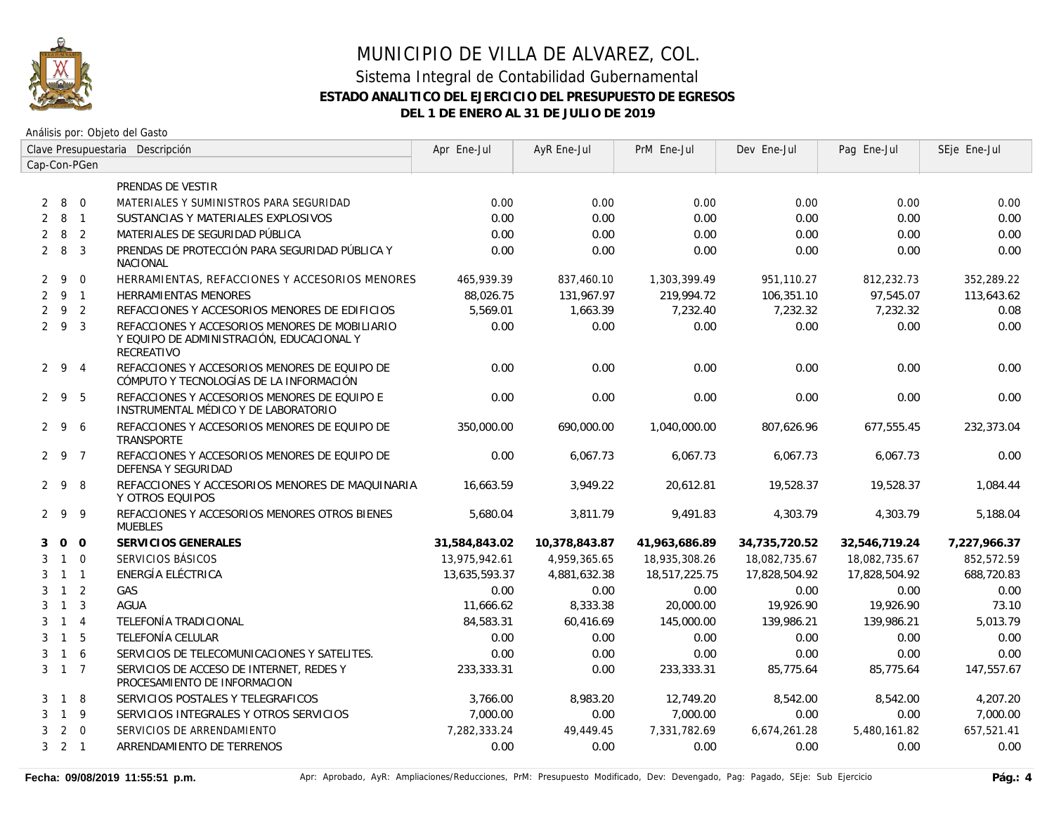# MUNICIPIO DE VILLA DE ALVAREZ, COL.

## Sistema Integral de Contabilidad Gubernamental

### ESTADO ANALITICO DEL EJERCICIO DEL PRESUPUESTO DE EGRESOS

### DEL 1 DE ENERO AL 31 DE JULIO DE 2019

Análisis por: Objeto del Gasto

| Clave Presupuestaria Cap-Con-PGen | Descripción | Apr Ene-Jul | AyR Ene-Jul | PrM Ene-Jul | Dev Ene-Jul | Pag Ene-Jul | SEje Ene-Jul |
|---|---|---|---|---|---|---|---|
| | PRENDAS DE VESTIR | | | | | | |
| 2 8 0 | MATERIALES Y SUMINISTROS PARA SEGURIDAD | 0.00 | 0.00 | 0.00 | 0.00 | 0.00 | 0.00 |
| 2 8 1 | SUSTANCIAS Y MATERIALES EXPLOSIVOS | 0.00 | 0.00 | 0.00 | 0.00 | 0.00 | 0.00 |
| 2 8 2 | MATERIALES DE SEGURIDAD PÚBLICA | 0.00 | 0.00 | 0.00 | 0.00 | 0.00 | 0.00 |
| 2 8 3 | PRENDAS DE PROTECCIÓN PARA SEGURIDAD PÚBLICA Y NACIONAL | 0.00 | 0.00 | 0.00 | 0.00 | 0.00 | 0.00 |
| 2 9 0 | HERRAMIENTAS, REFACCIONES Y ACCESORIOS MENORES | 465,939.39 | 837,460.10 | 1,303,399.49 | 951,110.27 | 812,232.73 | 352,289.22 |
| 2 9 1 | HERRAMIENTAS MENORES | 88,026.75 | 131,967.97 | 219,994.72 | 106,351.10 | 97,545.07 | 113,643.62 |
| 2 9 2 | REFACCIONES Y ACCESORIOS MENORES DE EDIFICIOS | 5,569.01 | 1,663.39 | 7,232.40 | 7,232.32 | 7,232.32 | 0.08 |
| 2 9 3 | REFACCIONES Y ACCESORIOS MENORES DE MOBILIARIO Y EQUIPO DE ADMINISTRACIÓN, EDUCACIONAL Y RECREATIVO | 0.00 | 0.00 | 0.00 | 0.00 | 0.00 | 0.00 |
| 2 9 4 | REFACCIONES Y ACCESORIOS MENORES DE EQUIPO DE CÓMPUTO Y TECNOLOGÍAS DE LA INFORMACIÓN | 0.00 | 0.00 | 0.00 | 0.00 | 0.00 | 0.00 |
| 2 9 5 | REFACCIONES Y ACCESORIOS MENORES DE EQUIPO E INSTRUMENTAL MÉDICO Y DE LABORATORIO | 0.00 | 0.00 | 0.00 | 0.00 | 0.00 | 0.00 |
| 2 9 6 | REFACCIONES Y ACCESORIOS MENORES DE EQUIPO DE TRANSPORTE | 350,000.00 | 690,000.00 | 1,040,000.00 | 807,626.96 | 677,555.45 | 232,373.04 |
| 2 9 7 | REFACCIONES Y ACCESORIOS MENORES DE EQUIPO DE DEFENSA Y SEGURIDAD | 0.00 | 6,067.73 | 6,067.73 | 6,067.73 | 6,067.73 | 0.00 |
| 2 9 8 | REFACCIONES Y ACCESORIOS MENORES DE MAQUINARIA Y OTROS EQUIPOS | 16,663.59 | 3,949.22 | 20,612.81 | 19,528.37 | 19,528.37 | 1,084.44 |
| 2 9 9 | REFACCIONES Y ACCESORIOS MENORES OTROS BIENES MUEBLES | 5,680.04 | 3,811.79 | 9,491.83 | 4,303.79 | 4,303.79 | 5,188.04 |
| **3 0 0** | **SERVICIOS GENERALES** | **31,584,843.02** | **10,378,843.87** | **41,963,686.89** | **34,735,720.52** | **32,546,719.24** | **7,227,966.37** |
| 3 1 0 | SERVICIOS BÁSICOS | 13,975,942.61 | 4,959,365.65 | 18,935,308.26 | 18,082,735.67 | 18,082,735.67 | 852,572.59 |
| 3 1 1 | ENERGÍA ELÉCTRICA | 13,635,593.37 | 4,881,632.38 | 18,517,225.75 | 17,828,504.92 | 17,828,504.92 | 688,720.83 |
| 3 1 2 | GAS | 0.00 | 0.00 | 0.00 | 0.00 | 0.00 | 0.00 |
| 3 1 3 | AGUA | 11,666.62 | 8,333.38 | 20,000.00 | 19,926.90 | 19,926.90 | 73.10 |
| 3 1 4 | TELEFONÍA TRADICIONAL | 84,583.31 | 60,416.69 | 145,000.00 | 139,986.21 | 139,986.21 | 5,013.79 |
| 3 1 5 | TELEFONÍA CELULAR | 0.00 | 0.00 | 0.00 | 0.00 | 0.00 | 0.00 |
| 3 1 6 | SERVICIOS DE TELECOMUNICACIONES Y SATELITES. | 0.00 | 0.00 | 0.00 | 0.00 | 0.00 | 0.00 |
| 3 1 7 | SERVICIOS DE ACCESO DE INTERNET, REDES Y PROCESAMIENTO DE INFORMACION | 233,333.31 | 0.00 | 233,333.31 | 85,775.64 | 85,775.64 | 147,557.67 |
| 3 1 8 | SERVICIOS POSTALES Y TELEGRAFICOS | 3,766.00 | 8,983.20 | 12,749.20 | 8,542.00 | 8,542.00 | 4,207.20 |
| 3 1 9 | SERVICIOS INTEGRALES Y OTROS SERVICIOS | 7,000.00 | 0.00 | 7,000.00 | 0.00 | 0.00 | 7,000.00 |
| 3 2 0 | SERVICIOS DE ARRENDAMIENTO | 7,282,333.24 | 49,449.45 | 7,331,782.69 | 6,674,261.28 | 5,480,161.82 | 657,521.41 |
| 3 2 1 | ARRENDAMIENTO DE TERRENOS | 0.00 | 0.00 | 0.00 | 0.00 | 0.00 | 0.00 |

Fecha: 09/08/2019 11:55:51 p.m.   Apr: Aprobado, AyR: Ampliaciones/Reducciones, PrM: Presupuesto Modificado, Dev: Devengado, Pag: Pagado, SEje: Sub Ejercicio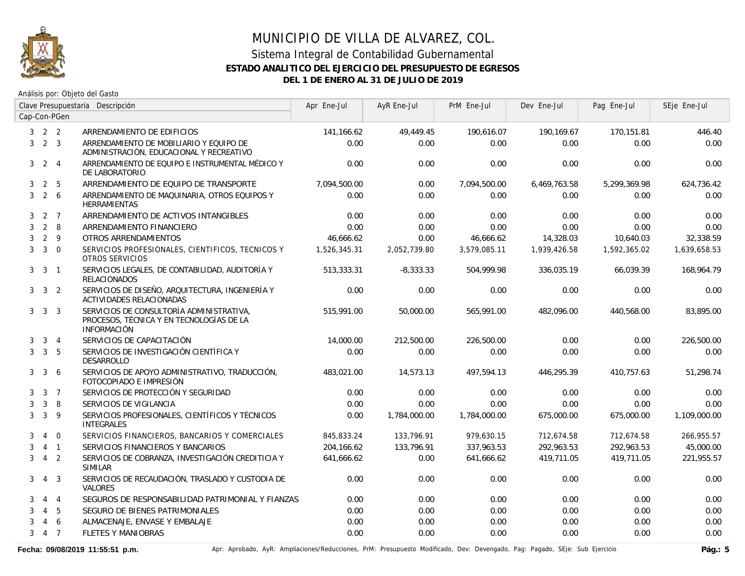# MUNICIPIO DE VILLA DE ALVAREZ, COL.

## Sistema Integral de Contabilidad Gubernamental

### ESTADO ANALITICO DEL EJERCICIO DEL PRESUPUESTO DE EGRESOS

### DEL 1 DE ENERO AL 31 DE JULIO DE 2019

Análisis por: Objeto del Gasto

| Clave Presupuestaria Cap-Con-PGen | | | Descripción | Apr Ene-Jul | AyR Ene-Jul | PrM Ene-Jul | Dev Ene-Jul | Pag Ene-Jul | SEje Ene-Jul |
|---|---|---|---|---|---|---|---|---|---|
| 3 | 2 | 2 | ARRENDAMIENTO DE EDIFICIOS | 141,166.62 | 49,449.45 | 190,616.07 | 190,169.67 | 170,151.81 | 446.40 |
| 3 | 2 | 3 | ARRENDAMIENTO DE MOBILIARIO Y EQUIPO DE ADMINISTRACIÓN, EDUCACIONAL Y RECREATIVO | 0.00 | 0.00 | 0.00 | 0.00 | 0.00 | 0.00 |
| 3 | 2 | 4 | ARRENDAMIENTO DE EQUIPO E INSTRUMENTAL MÉDICO Y DE LABORATORIO | 0.00 | 0.00 | 0.00 | 0.00 | 0.00 | 0.00 |
| 3 | 2 | 5 | ARRENDAMIENTO DE EQUIPO DE TRANSPORTE | 7,094,500.00 | 0.00 | 7,094,500.00 | 6,469,763.58 | 5,299,369.98 | 624,736.42 |
| 3 | 2 | 6 | ARRENDAMIENTO DE MAQUINARIA, OTROS EQUIPOS Y HERRAMIENTAS | 0.00 | 0.00 | 0.00 | 0.00 | 0.00 | 0.00 |
| 3 | 2 | 7 | ARRENDAMIENTO DE ACTIVOS INTANGIBLES | 0.00 | 0.00 | 0.00 | 0.00 | 0.00 | 0.00 |
| 3 | 2 | 8 | ARRENDAMIENTO FINANCIERO | 0.00 | 0.00 | 0.00 | 0.00 | 0.00 | 0.00 |
| 3 | 2 | 9 | OTROS ARRENDAMIENTOS | 46,666.62 | 0.00 | 46,666.62 | 14,328.03 | 10,640.03 | 32,338.59 |
| 3 | 3 | 0 | SERVICIOS PROFESIONALES, CIENTIFICOS, TECNICOS Y OTROS SERVICIOS | 1,526,345.31 | 2,052,739.80 | 3,579,085.11 | 1,939,426.58 | 1,592,365.02 | 1,639,658.53 |
| 3 | 3 | 1 | SERVICIOS LEGALES, DE CONTABILIDAD, AUDITORÍA Y RELACIONADOS | 513,333.31 | -8,333.33 | 504,999.98 | 336,035.19 | 66,039.39 | 168,964.79 |
| 3 | 3 | 2 | SERVICIOS DE DISEÑO, ARQUITECTURA, INGENIERÍA Y ACTIVIDADES RELACIONADAS | 0.00 | 0.00 | 0.00 | 0.00 | 0.00 | 0.00 |
| 3 | 3 | 3 | SERVICIOS DE CONSULTORÍA ADMINISTRATIVA, PROCESOS, TÉCNICA Y EN TECNOLOGÍAS DE LA INFORMACIÓN | 515,991.00 | 50,000.00 | 565,991.00 | 482,096.00 | 440,568.00 | 83,895.00 |
| 3 | 3 | 4 | SERVICIOS DE CAPACITACIÓN | 14,000.00 | 212,500.00 | 226,500.00 | 0.00 | 0.00 | 226,500.00 |
| 3 | 3 | 5 | SERVICIOS DE INVESTIGACIÓN CIENTÍFICA Y DESARROLLO | 0.00 | 0.00 | 0.00 | 0.00 | 0.00 | 0.00 |
| 3 | 3 | 6 | SERVICIOS DE APOYO ADMINISTRATIVO, TRADUCCIÓN, FOTOCOPIADO E IMPRESIÓN | 483,021.00 | 14,573.13 | 497,594.13 | 446,295.39 | 410,757.63 | 51,298.74 |
| 3 | 3 | 7 | SERVICIOS DE PROTECCIÓN Y SEGURIDAD | 0.00 | 0.00 | 0.00 | 0.00 | 0.00 | 0.00 |
| 3 | 3 | 8 | SERVICIOS DE VIGILANCIA | 0.00 | 0.00 | 0.00 | 0.00 | 0.00 | 0.00 |
| 3 | 3 | 9 | SERVICIOS PROFESIONALES, CIENTÍFICOS Y TÉCNICOS INTEGRALES | 0.00 | 1,784,000.00 | 1,784,000.00 | 675,000.00 | 675,000.00 | 1,109,000.00 |
| 3 | 4 | 0 | SERVICIOS FINANCIEROS, BANCARIOS Y COMERCIALES | 845,833.24 | 133,796.91 | 979,630.15 | 712,674.58 | 712,674.58 | 266,955.57 |
| 3 | 4 | 1 | SERVICIOS FINANCIEROS Y BANCARIOS | 204,166.62 | 133,796.91 | 337,963.53 | 292,963.53 | 292,963.53 | 45,000.00 |
| 3 | 4 | 2 | SERVICIOS DE COBRANZA, INVESTIGACIÓN CREDITICIA Y SIMILAR | 641,666.62 | 0.00 | 641,666.62 | 419,711.05 | 419,711.05 | 221,955.57 |
| 3 | 4 | 3 | SERVICIOS DE RECAUDACIÓN, TRASLADO Y CUSTODIA DE VALORES | 0.00 | 0.00 | 0.00 | 0.00 | 0.00 | 0.00 |
| 3 | 4 | 4 | SEGUROS DE RESPONSABILIDAD PATRIMONIAL Y FIANZAS | 0.00 | 0.00 | 0.00 | 0.00 | 0.00 | 0.00 |
| 3 | 4 | 5 | SEGURO DE BIENES PATRIMONIALES | 0.00 | 0.00 | 0.00 | 0.00 | 0.00 | 0.00 |
| 3 | 4 | 6 | ALMACENAJE, ENVASE Y EMBALAJE | 0.00 | 0.00 | 0.00 | 0.00 | 0.00 | 0.00 |
| 3 | 4 | 7 | FLETES Y MANIOBRAS | 0.00 | 0.00 | 0.00 | 0.00 | 0.00 | 0.00 |

Fecha: 09/08/2019 11:55:51 p.m. — Apr: Aprobado, AyR: Ampliaciones/Reducciones, PrM: Presupuesto Modificado, Dev: Devengado, Pag: Pagado, SEje: Sub Ejercicio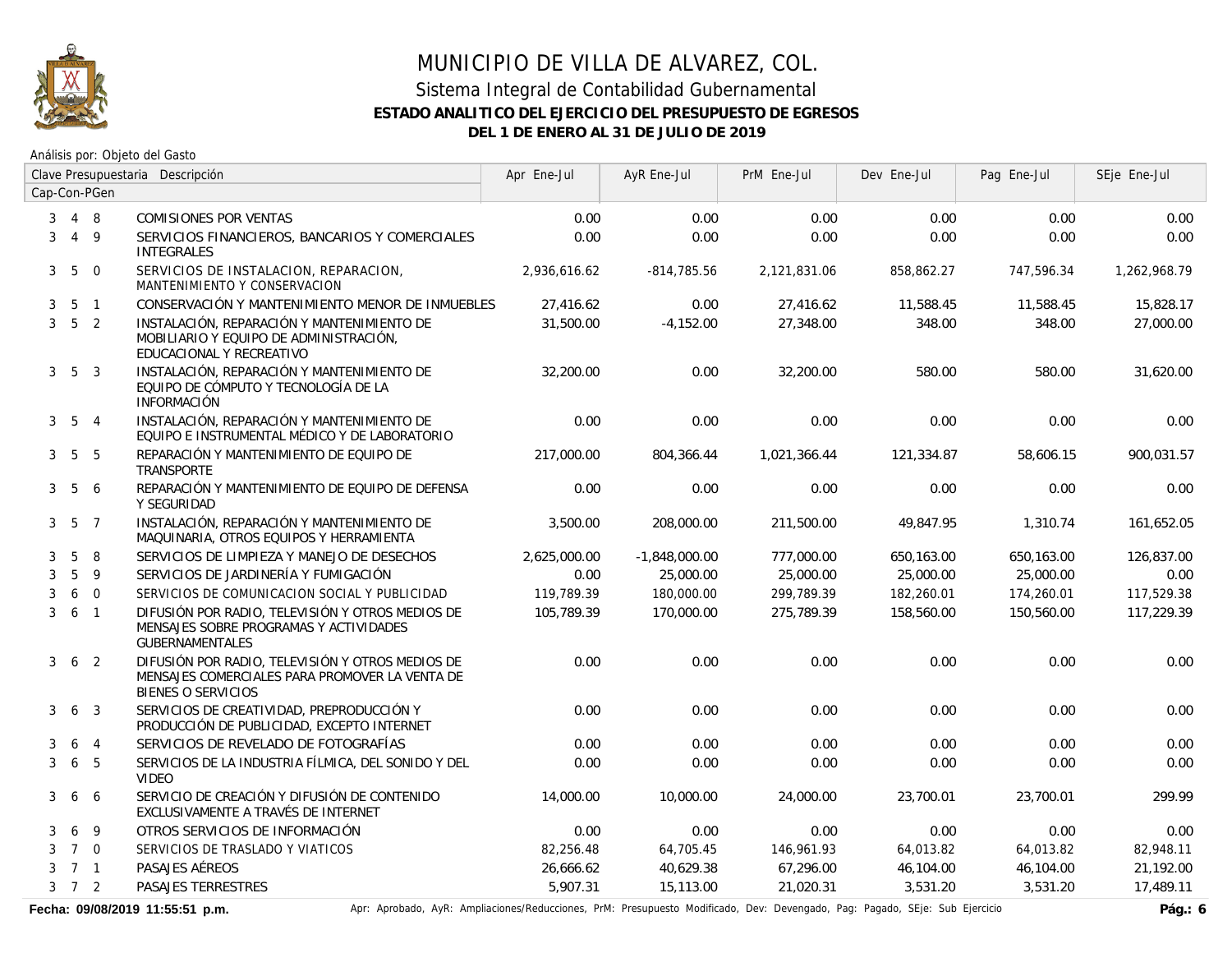# MUNICIPIO DE VILLA DE ALVAREZ, COL.

## Sistema Integral de Contabilidad Gubernamental

**ESTADO ANALITICO DEL EJERCICIO DEL PRESUPUESTO DE EGRESOS**

**DEL 1 DE ENERO AL 31 DE JULIO DE 2019**

Análisis por: Objeto del Gasto

| Clave Presupuestaria Cap-Con-PGen | Descripción | Apr Ene-Jul | AyR Ene-Jul | PrM Ene-Jul | Dev Ene-Jul | Pag Ene-Jul | SEje Ene-Jul |
|---|---|---|---|---|---|---|---|
| 3 4 8 | COMISIONES POR VENTAS | 0.00 | 0.00 | 0.00 | 0.00 | 0.00 | 0.00 |
| 3 4 9 | SERVICIOS FINANCIEROS, BANCARIOS Y COMERCIALES INTEGRALES | 0.00 | 0.00 | 0.00 | 0.00 | 0.00 | 0.00 |
| 3 5 0 | SERVICIOS DE INSTALACION, REPARACION, MANTENIMIENTO Y CONSERVACION | 2,936,616.62 | -814,785.56 | 2,121,831.06 | 858,862.27 | 747,596.34 | 1,262,968.79 |
| 3 5 1 | CONSERVACIÓN Y MANTENIMIENTO MENOR DE INMUEBLES | 27,416.62 | 0.00 | 27,416.62 | 11,588.45 | 11,588.45 | 15,828.17 |
| 3 5 2 | INSTALACIÓN, REPARACIÓN Y MANTENIMIENTO DE MOBILIARIO Y EQUIPO DE ADMINISTRACIÓN, EDUCACIONAL Y RECREATIVO | 31,500.00 | -4,152.00 | 27,348.00 | 348.00 | 348.00 | 27,000.00 |
| 3 5 3 | INSTALACIÓN, REPARACIÓN Y MANTENIMIENTO DE EQUIPO DE CÓMPUTO Y TECNOLOGÍA DE LA INFORMACIÓN | 32,200.00 | 0.00 | 32,200.00 | 580.00 | 580.00 | 31,620.00 |
| 3 5 4 | INSTALACIÓN, REPARACIÓN Y MANTENIMIENTO DE EQUIPO E INSTRUMENTAL MÉDICO Y DE LABORATORIO | 0.00 | 0.00 | 0.00 | 0.00 | 0.00 | 0.00 |
| 3 5 5 | REPARACIÓN Y MANTENIMIENTO DE EQUIPO DE TRANSPORTE | 217,000.00 | 804,366.44 | 1,021,366.44 | 121,334.87 | 58,606.15 | 900,031.57 |
| 3 5 6 | REPARACIÓN Y MANTENIMIENTO DE EQUIPO DE DEFENSA Y SEGURIDAD | 0.00 | 0.00 | 0.00 | 0.00 | 0.00 | 0.00 |
| 3 5 7 | INSTALACIÓN, REPARACIÓN Y MANTENIMIENTO DE MAQUINARIA, OTROS EQUIPOS Y HERRAMIENTA | 3,500.00 | 208,000.00 | 211,500.00 | 49,847.95 | 1,310.74 | 161,652.05 |
| 3 5 8 | SERVICIOS DE LIMPIEZA Y MANEJO DE DESECHOS | 2,625,000.00 | -1,848,000.00 | 777,000.00 | 650,163.00 | 650,163.00 | 126,837.00 |
| 3 5 9 | SERVICIOS DE JARDINERÍA Y FUMIGACIÓN | 0.00 | 25,000.00 | 25,000.00 | 25,000.00 | 25,000.00 | 0.00 |
| 3 6 0 | SERVICIOS DE COMUNICACION SOCIAL Y PUBLICIDAD | 119,789.39 | 180,000.00 | 299,789.39 | 182,260.01 | 174,260.01 | 117,529.38 |
| 3 6 1 | DIFUSIÓN POR RADIO, TELEVISIÓN Y OTROS MEDIOS DE MENSAJES SOBRE PROGRAMAS Y ACTIVIDADES GUBERNAMENTALES | 105,789.39 | 170,000.00 | 275,789.39 | 158,560.00 | 150,560.00 | 117,229.39 |
| 3 6 2 | DIFUSIÓN POR RADIO, TELEVISIÓN Y OTROS MEDIOS DE MENSAJES COMERCIALES PARA PROMOVER LA VENTA DE BIENES O SERVICIOS | 0.00 | 0.00 | 0.00 | 0.00 | 0.00 | 0.00 |
| 3 6 3 | SERVICIOS DE CREATIVIDAD, PREPRODUCCIÓN Y PRODUCCIÓN DE PUBLICIDAD, EXCEPTO INTERNET | 0.00 | 0.00 | 0.00 | 0.00 | 0.00 | 0.00 |
| 3 6 4 | SERVICIOS DE REVELADO DE FOTOGRAFÍAS | 0.00 | 0.00 | 0.00 | 0.00 | 0.00 | 0.00 |
| 3 6 5 | SERVICIOS DE LA INDUSTRIA FÍLMICA, DEL SONIDO Y DEL VIDEO | 0.00 | 0.00 | 0.00 | 0.00 | 0.00 | 0.00 |
| 3 6 6 | SERVICIO DE CREACIÓN Y DIFUSIÓN DE CONTENIDO EXCLUSIVAMENTE A TRAVÉS DE INTERNET | 14,000.00 | 10,000.00 | 24,000.00 | 23,700.01 | 23,700.01 | 299.99 |
| 3 6 9 | OTROS SERVICIOS DE INFORMACIÓN | 0.00 | 0.00 | 0.00 | 0.00 | 0.00 | 0.00 |
| 3 7 0 | SERVICIOS DE TRASLADO Y VIATICOS | 82,256.48 | 64,705.45 | 146,961.93 | 64,013.82 | 64,013.82 | 82,948.11 |
| 3 7 1 | PASAJES AÉREOS | 26,666.62 | 40,629.38 | 67,296.00 | 46,104.00 | 46,104.00 | 21,192.00 |
| 3 7 2 | PASAJES TERRESTRES | 5,907.31 | 15,113.00 | 21,020.31 | 3,531.20 | 3,531.20 | 17,489.11 |

**Fecha: 09/08/2019 11:55:51 p.m.** Apr: Aprobado, AyR: Ampliaciones/Reducciones, PrM: Presupuesto Modificado, Dev: Devengado, Pag: Pagado, SEje: Sub Ejercicio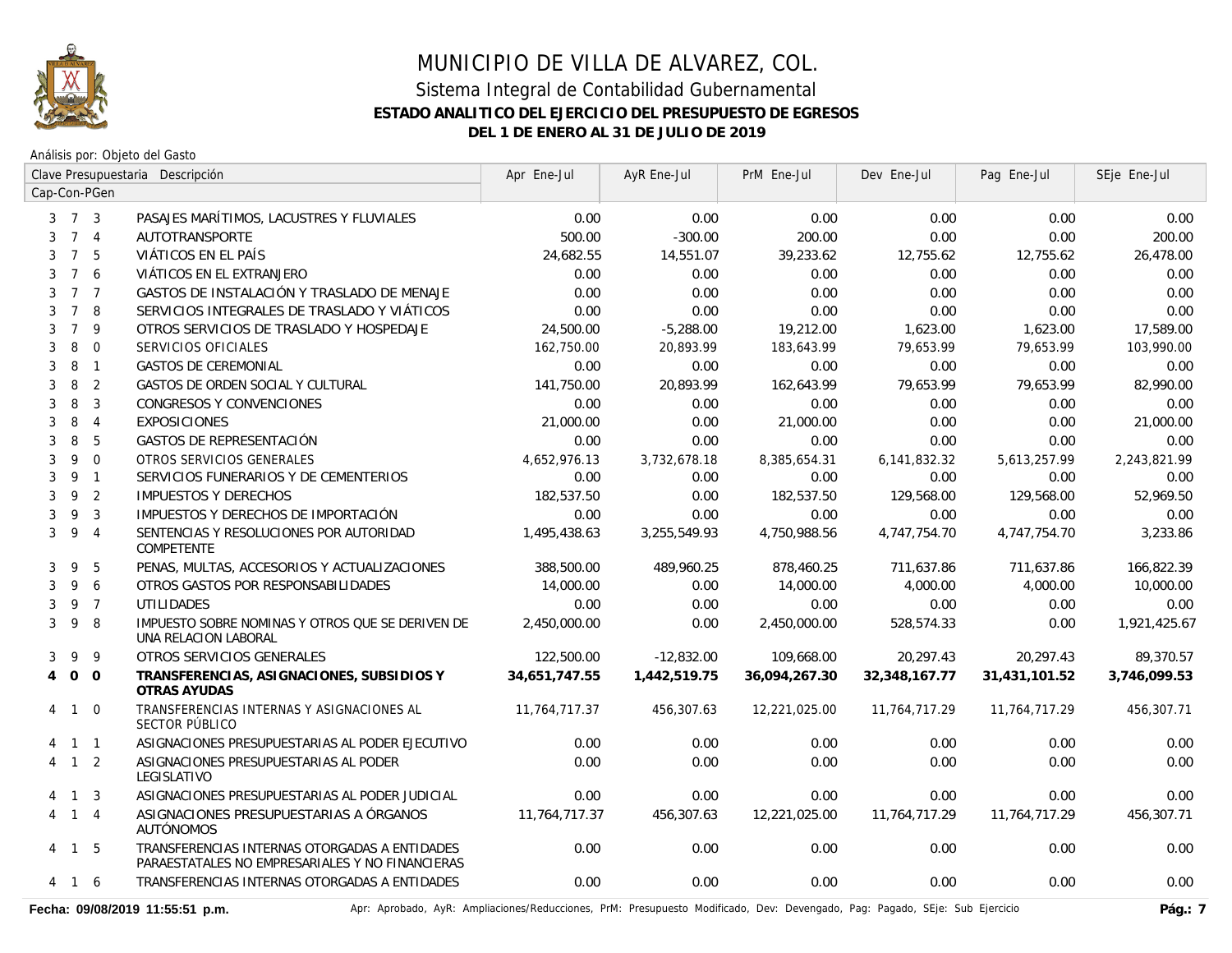# MUNICIPIO DE VILLA DE ALVAREZ, COL.

## Sistema Integral de Contabilidad Gubernamental

### ESTADO ANALITICO DEL EJERCICIO DEL PRESUPUESTO DE EGRESOS

### DEL 1 DE ENERO AL 31 DE JULIO DE 2019

Análisis por: Objeto del Gasto

| Clave Presupuestaria Cap-Con-PGen | Descripción | Apr Ene-Jul | AyR Ene-Jul | PrM Ene-Jul | Dev Ene-Jul | Pag Ene-Jul | SEje Ene-Jul |
|---|---|---|---|---|---|---|---|
| 3 7 3 | PASAJES MARÍTIMOS, LACUSTRES Y FLUVIALES | 0.00 | 0.00 | 0.00 | 0.00 | 0.00 | 0.00 |
| 3 7 4 | AUTOTRANSPORTE | 500.00 | -300.00 | 200.00 | 0.00 | 0.00 | 200.00 |
| 3 7 5 | VIÁTICOS EN EL PAÍS | 24,682.55 | 14,551.07 | 39,233.62 | 12,755.62 | 12,755.62 | 26,478.00 |
| 3 7 6 | VIÁTICOS EN EL EXTRANJERO | 0.00 | 0.00 | 0.00 | 0.00 | 0.00 | 0.00 |
| 3 7 7 | GASTOS DE INSTALACIÓN Y TRASLADO DE MENAJE | 0.00 | 0.00 | 0.00 | 0.00 | 0.00 | 0.00 |
| 3 7 8 | SERVICIOS INTEGRALES DE TRASLADO Y VIÁTICOS | 0.00 | 0.00 | 0.00 | 0.00 | 0.00 | 0.00 |
| 3 7 9 | OTROS SERVICIOS DE TRASLADO Y HOSPEDAJE | 24,500.00 | -5,288.00 | 19,212.00 | 1,623.00 | 1,623.00 | 17,589.00 |
| 3 8 0 | SERVICIOS OFICIALES | 162,750.00 | 20,893.99 | 183,643.99 | 79,653.99 | 79,653.99 | 103,990.00 |
| 3 8 1 | GASTOS DE CEREMONIAL | 0.00 | 0.00 | 0.00 | 0.00 | 0.00 | 0.00 |
| 3 8 2 | GASTOS DE ORDEN SOCIAL Y CULTURAL | 141,750.00 | 20,893.99 | 162,643.99 | 79,653.99 | 79,653.99 | 82,990.00 |
| 3 8 3 | CONGRESOS Y CONVENCIONES | 0.00 | 0.00 | 0.00 | 0.00 | 0.00 | 0.00 |
| 3 8 4 | EXPOSICIONES | 21,000.00 | 0.00 | 21,000.00 | 0.00 | 0.00 | 21,000.00 |
| 3 8 5 | GASTOS DE REPRESENTACIÓN | 0.00 | 0.00 | 0.00 | 0.00 | 0.00 | 0.00 |
| 3 9 0 | OTROS SERVICIOS GENERALES | 4,652,976.13 | 3,732,678.18 | 8,385,654.31 | 6,141,832.32 | 5,613,257.99 | 2,243,821.99 |
| 3 9 1 | SERVICIOS FUNERARIOS Y DE CEMENTERIOS | 0.00 | 0.00 | 0.00 | 0.00 | 0.00 | 0.00 |
| 3 9 2 | IMPUESTOS Y DERECHOS | 182,537.50 | 0.00 | 182,537.50 | 129,568.00 | 129,568.00 | 52,969.50 |
| 3 9 3 | IMPUESTOS Y DERECHOS DE IMPORTACIÓN | 0.00 | 0.00 | 0.00 | 0.00 | 0.00 | 0.00 |
| 3 9 4 | SENTENCIAS Y RESOLUCIONES POR AUTORIDAD COMPETENTE | 1,495,438.63 | 3,255,549.93 | 4,750,988.56 | 4,747,754.70 | 4,747,754.70 | 3,233.86 |
| 3 9 5 | PENAS, MULTAS, ACCESORIOS Y ACTUALIZACIONES | 388,500.00 | 489,960.25 | 878,460.25 | 711,637.86 | 711,637.86 | 166,822.39 |
| 3 9 6 | OTROS GASTOS POR RESPONSABILIDADES | 14,000.00 | 0.00 | 14,000.00 | 4,000.00 | 4,000.00 | 10,000.00 |
| 3 9 7 | UTILIDADES | 0.00 | 0.00 | 0.00 | 0.00 | 0.00 | 0.00 |
| 3 9 8 | IMPUESTO SOBRE NOMINAS Y OTROS QUE SE DERIVEN DE UNA RELACION LABORAL | 2,450,000.00 | 0.00 | 2,450,000.00 | 528,574.33 | 0.00 | 1,921,425.67 |
| 3 9 9 | OTROS SERVICIOS GENERALES | 122,500.00 | -12,832.00 | 109,668.00 | 20,297.43 | 20,297.43 | 89,370.57 |
| **4 0 0** | **TRANSFERENCIAS, ASIGNACIONES, SUBSIDIOS Y OTRAS AYUDAS** | **34,651,747.55** | **1,442,519.75** | **36,094,267.30** | **32,348,167.77** | **31,431,101.52** | **3,746,099.53** |
| 4 1 0 | TRANSFERENCIAS INTERNAS Y ASIGNACIONES AL SECTOR PÚBLICO | 11,764,717.37 | 456,307.63 | 12,221,025.00 | 11,764,717.29 | 11,764,717.29 | 456,307.71 |
| 4 1 1 | ASIGNACIONES PRESUPUESTARIAS AL PODER EJECUTIVO | 0.00 | 0.00 | 0.00 | 0.00 | 0.00 | 0.00 |
| 4 1 2 | ASIGNACIONES PRESUPUESTARIAS AL PODER LEGISLATIVO | 0.00 | 0.00 | 0.00 | 0.00 | 0.00 | 0.00 |
| 4 1 3 | ASIGNACIONES PRESUPUESTARIAS AL PODER JUDICIAL | 0.00 | 0.00 | 0.00 | 0.00 | 0.00 | 0.00 |
| 4 1 4 | ASIGNACIONES PRESUPUESTARIAS A ÓRGANOS AUTÓNOMOS | 11,764,717.37 | 456,307.63 | 12,221,025.00 | 11,764,717.29 | 11,764,717.29 | 456,307.71 |
| 4 1 5 | TRANSFERENCIAS INTERNAS OTORGADAS A ENTIDADES PARAESTATALES NO EMPRESARIALES Y NO FINANCIERAS | 0.00 | 0.00 | 0.00 | 0.00 | 0.00 | 0.00 |
| 4 1 6 | TRANSFERENCIAS INTERNAS OTORGADAS A ENTIDADES | 0.00 | 0.00 | 0.00 | 0.00 | 0.00 | 0.00 |

Fecha: 09/08/2019 11:55:51 p.m.

Apr: Aprobado, AyR: Ampliaciones/Reducciones, PrM: Presupuesto Modificado, Dev: Devengado, Pag: Pagado, SEje: Sub Ejercicio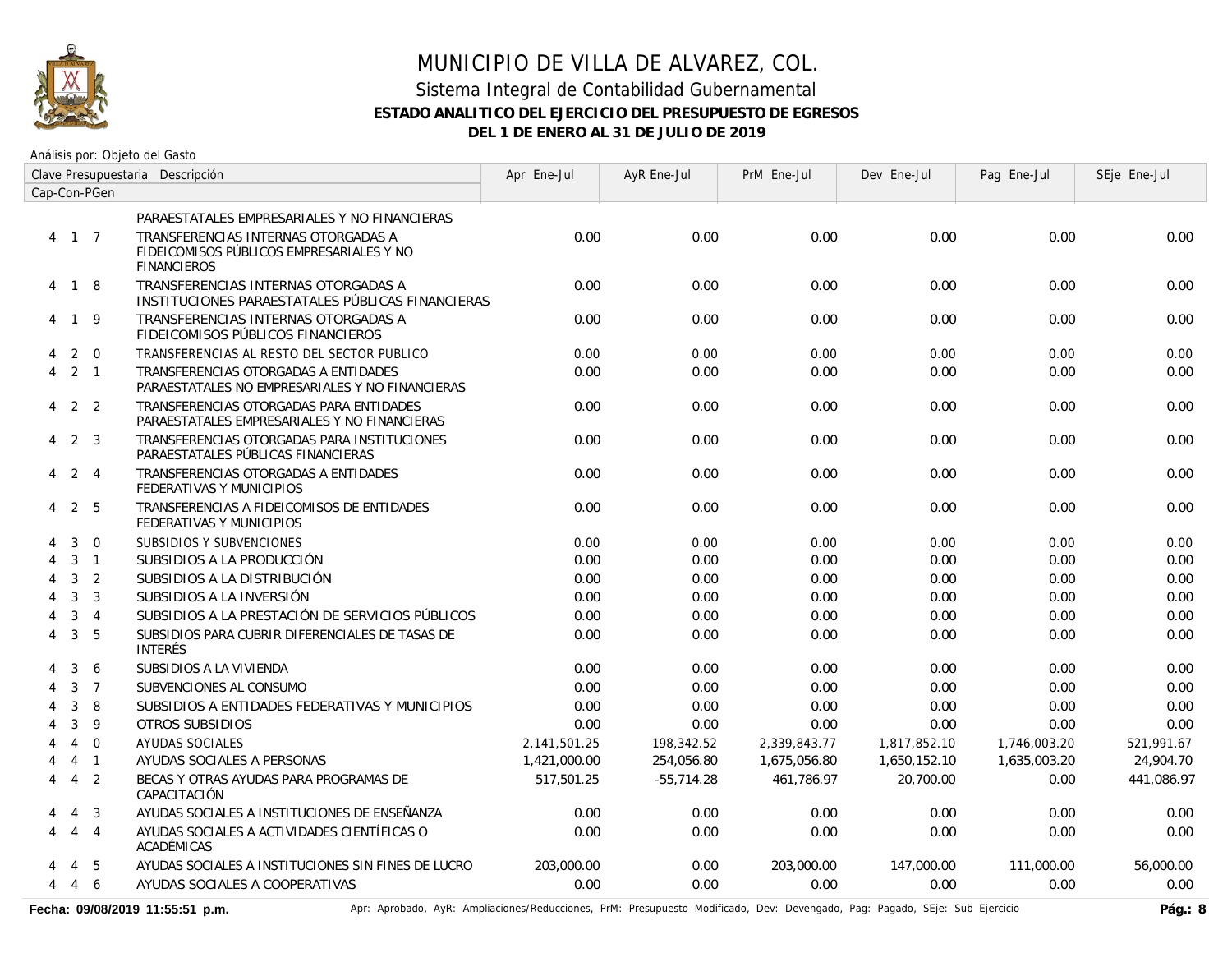# MUNICIPIO DE VILLA DE ALVAREZ, COL.

## Sistema Integral de Contabilidad Gubernamental

### ESTADO ANALITICO DEL EJERCICIO DEL PRESUPUESTO DE EGRESOS

### DEL 1 DE ENERO AL 31 DE JULIO DE 2019

Análisis por: Objeto del Gasto

| Cap | Con | PGen | Descripción | Apr Ene-Jul | AyR Ene-Jul | PrM Ene-Jul | Dev Ene-Jul | Pag Ene-Jul | SEje Ene-Jul |
|---|---|---|---|---|---|---|---|---|---|
| | | | PARAESTATALES EMPRESARIALES Y NO FINANCIERAS | | | | | | |
| 4 | 1 | 7 | TRANSFERENCIAS INTERNAS OTORGADAS A FIDEICOMISOS PÚBLICOS EMPRESARIALES Y NO FINANCIEROS | 0.00 | 0.00 | 0.00 | 0.00 | 0.00 | 0.00 |
| 4 | 1 | 8 | TRANSFERENCIAS INTERNAS OTORGADAS A INSTITUCIONES PARAESTATALES PÚBLICAS FINANCIERAS | 0.00 | 0.00 | 0.00 | 0.00 | 0.00 | 0.00 |
| 4 | 1 | 9 | TRANSFERENCIAS INTERNAS OTORGADAS A FIDEICOMISOS PÚBLICOS FINANCIEROS | 0.00 | 0.00 | 0.00 | 0.00 | 0.00 | 0.00 |
| 4 | 2 | 0 | TRANSFERENCIAS AL RESTO DEL SECTOR PUBLICO | 0.00 | 0.00 | 0.00 | 0.00 | 0.00 | 0.00 |
| 4 | 2 | 1 | TRANSFERENCIAS OTORGADAS A ENTIDADES PARAESTATALES NO EMPRESARIALES Y NO FINANCIERAS | 0.00 | 0.00 | 0.00 | 0.00 | 0.00 | 0.00 |
| 4 | 2 | 2 | TRANSFERENCIAS OTORGADAS PARA ENTIDADES PARAESTATALES EMPRESARIALES Y NO FINANCIERAS | 0.00 | 0.00 | 0.00 | 0.00 | 0.00 | 0.00 |
| 4 | 2 | 3 | TRANSFERENCIAS OTORGADAS PARA INSTITUCIONES PARAESTATALES PÚBLICAS FINANCIERAS | 0.00 | 0.00 | 0.00 | 0.00 | 0.00 | 0.00 |
| 4 | 2 | 4 | TRANSFERENCIAS OTORGADAS A ENTIDADES FEDERATIVAS Y MUNICIPIOS | 0.00 | 0.00 | 0.00 | 0.00 | 0.00 | 0.00 |
| 4 | 2 | 5 | TRANSFERENCIAS A FIDEICOMISOS DE ENTIDADES FEDERATIVAS Y MUNICIPIOS | 0.00 | 0.00 | 0.00 | 0.00 | 0.00 | 0.00 |
| 4 | 3 | 0 | SUBSIDIOS Y SUBVENCIONES | 0.00 | 0.00 | 0.00 | 0.00 | 0.00 | 0.00 |
| 4 | 3 | 1 | SUBSIDIOS A LA PRODUCCIÓN | 0.00 | 0.00 | 0.00 | 0.00 | 0.00 | 0.00 |
| 4 | 3 | 2 | SUBSIDIOS A LA DISTRIBUCIÓN | 0.00 | 0.00 | 0.00 | 0.00 | 0.00 | 0.00 |
| 4 | 3 | 3 | SUBSIDIOS A LA INVERSIÓN | 0.00 | 0.00 | 0.00 | 0.00 | 0.00 | 0.00 |
| 4 | 3 | 4 | SUBSIDIOS A LA PRESTACIÓN DE SERVICIOS PÚBLICOS | 0.00 | 0.00 | 0.00 | 0.00 | 0.00 | 0.00 |
| 4 | 3 | 5 | SUBSIDIOS PARA CUBRIR DIFERENCIALES DE TASAS DE INTERÉS | 0.00 | 0.00 | 0.00 | 0.00 | 0.00 | 0.00 |
| 4 | 3 | 6 | SUBSIDIOS A LA VIVIENDA | 0.00 | 0.00 | 0.00 | 0.00 | 0.00 | 0.00 |
| 4 | 3 | 7 | SUBVENCIONES AL CONSUMO | 0.00 | 0.00 | 0.00 | 0.00 | 0.00 | 0.00 |
| 4 | 3 | 8 | SUBSIDIOS A ENTIDADES FEDERATIVAS Y MUNICIPIOS | 0.00 | 0.00 | 0.00 | 0.00 | 0.00 | 0.00 |
| 4 | 3 | 9 | OTROS SUBSIDIOS | 0.00 | 0.00 | 0.00 | 0.00 | 0.00 | 0.00 |
| 4 | 4 | 0 | AYUDAS SOCIALES | 2,141,501.25 | 198,342.52 | 2,339,843.77 | 1,817,852.10 | 1,746,003.20 | 521,991.67 |
| 4 | 4 | 1 | AYUDAS SOCIALES A PERSONAS | 1,421,000.00 | 254,056.80 | 1,675,056.80 | 1,650,152.10 | 1,635,003.20 | 24,904.70 |
| 4 | 4 | 2 | BECAS Y OTRAS AYUDAS PARA PROGRAMAS DE CAPACITACIÓN | 517,501.25 | -55,714.28 | 461,786.97 | 20,700.00 | 0.00 | 441,086.97 |
| 4 | 4 | 3 | AYUDAS SOCIALES A INSTITUCIONES DE ENSEÑANZA | 0.00 | 0.00 | 0.00 | 0.00 | 0.00 | 0.00 |
| 4 | 4 | 4 | AYUDAS SOCIALES A ACTIVIDADES CIENTÍFICAS O ACADÉMICAS | 0.00 | 0.00 | 0.00 | 0.00 | 0.00 | 0.00 |
| 4 | 4 | 5 | AYUDAS SOCIALES A INSTITUCIONES SIN FINES DE LUCRO | 203,000.00 | 0.00 | 203,000.00 | 147,000.00 | 111,000.00 | 56,000.00 |
| 4 | 4 | 6 | AYUDAS SOCIALES A COOPERATIVAS | 0.00 | 0.00 | 0.00 | 0.00 | 0.00 | 0.00 |

**Fecha: 09/08/2019 11:55:51 p.m.** Apr: Aprobado, AyR: Ampliaciones/Reducciones, PrM: Presupuesto Modificado, Dev: Devengado, Pag: Pagado, SEje: Sub Ejercicio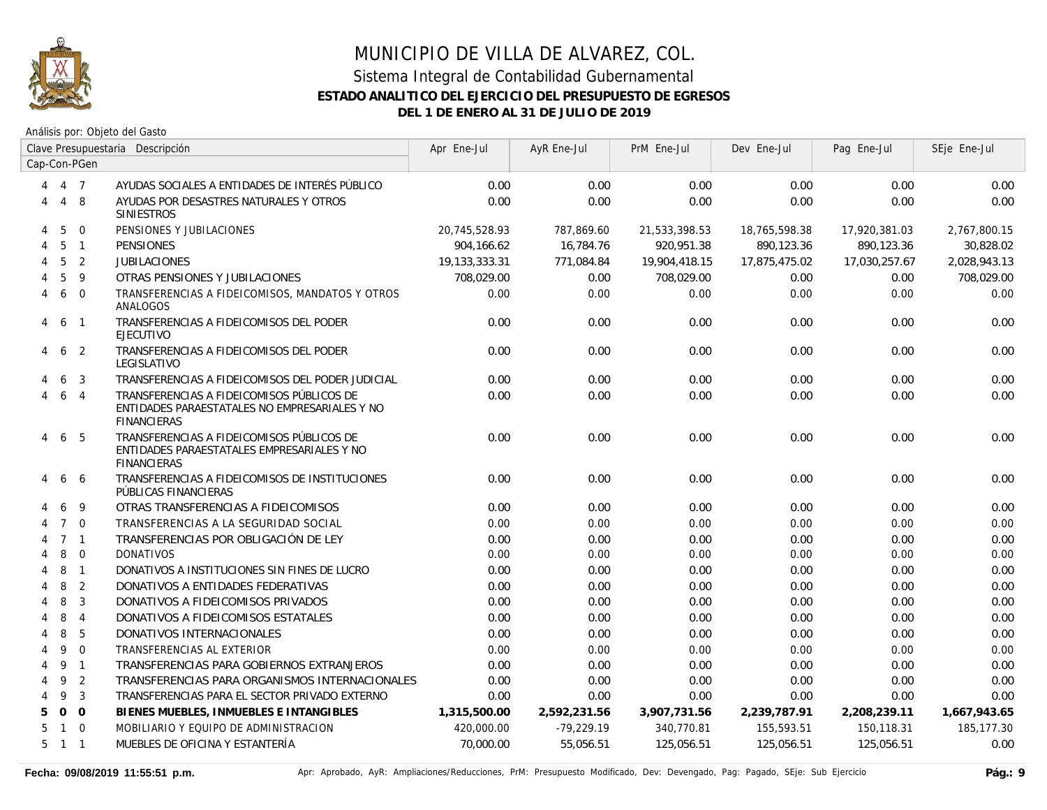# MUNICIPIO DE VILLA DE ALVAREZ, COL.

## Sistema Integral de Contabilidad Gubernamental

### ESTADO ANALITICO DEL EJERCICIO DEL PRESUPUESTO DE EGRESOS

### DEL 1 DE ENERO AL 31 DE JULIO DE 2019

Análisis por: Objeto del Gasto

| Clave Presupuestaria Cap-Con-PGen | Descripción | Apr Ene-Jul | AyR Ene-Jul | PrM Ene-Jul | Dev Ene-Jul | Pag Ene-Jul | SEje Ene-Jul |
|---|---|---|---|---|---|---|---|
| 4 4 7 | AYUDAS SOCIALES A ENTIDADES DE INTERÉS PÚBLICO | 0.00 | 0.00 | 0.00 | 0.00 | 0.00 | 0.00 |
| 4 4 8 | AYUDAS POR DESASTRES NATURALES Y OTROS SINIESTROS | 0.00 | 0.00 | 0.00 | 0.00 | 0.00 | 0.00 |
| 4 5 0 | PENSIONES Y JUBILACIONES | 20,745,528.93 | 787,869.60 | 21,533,398.53 | 18,765,598.38 | 17,920,381.03 | 2,767,800.15 |
| 4 5 1 | PENSIONES | 904,166.62 | 16,784.76 | 920,951.38 | 890,123.36 | 890,123.36 | 30,828.02 |
| 4 5 2 | JUBILACIONES | 19,133,333.31 | 771,084.84 | 19,904,418.15 | 17,875,475.02 | 17,030,257.67 | 2,028,943.13 |
| 4 5 9 | OTRAS PENSIONES Y JUBILACIONES | 708,029.00 | 0.00 | 708,029.00 | 0.00 | 0.00 | 708,029.00 |
| 4 6 0 | TRANSFERENCIAS A FIDEICOMISOS, MANDATOS Y OTROS ANALOGOS | 0.00 | 0.00 | 0.00 | 0.00 | 0.00 | 0.00 |
| 4 6 1 | TRANSFERENCIAS A FIDEICOMISOS DEL PODER EJECUTIVO | 0.00 | 0.00 | 0.00 | 0.00 | 0.00 | 0.00 |
| 4 6 2 | TRANSFERENCIAS A FIDEICOMISOS DEL PODER LEGISLATIVO | 0.00 | 0.00 | 0.00 | 0.00 | 0.00 | 0.00 |
| 4 6 3 | TRANSFERENCIAS A FIDEICOMISOS DEL PODER JUDICIAL | 0.00 | 0.00 | 0.00 | 0.00 | 0.00 | 0.00 |
| 4 6 4 | TRANSFERENCIAS A FIDEICOMISOS PÚBLICOS DE ENTIDADES PARAESTATALES NO EMPRESARIALES Y NO FINANCIERAS | 0.00 | 0.00 | 0.00 | 0.00 | 0.00 | 0.00 |
| 4 6 5 | TRANSFERENCIAS A FIDEICOMISOS PÚBLICOS DE ENTIDADES PARAESTATALES EMPRESARIALES Y NO FINANCIERAS | 0.00 | 0.00 | 0.00 | 0.00 | 0.00 | 0.00 |
| 4 6 6 | TRANSFERENCIAS A FIDEICOMISOS DE INSTITUCIONES PÚBLICAS FINANCIERAS | 0.00 | 0.00 | 0.00 | 0.00 | 0.00 | 0.00 |
| 4 6 9 | OTRAS TRANSFERENCIAS A FIDEICOMISOS | 0.00 | 0.00 | 0.00 | 0.00 | 0.00 | 0.00 |
| 4 7 0 | TRANSFERENCIAS A LA SEGURIDAD SOCIAL | 0.00 | 0.00 | 0.00 | 0.00 | 0.00 | 0.00 |
| 4 7 1 | TRANSFERENCIAS POR OBLIGACIÓN DE LEY | 0.00 | 0.00 | 0.00 | 0.00 | 0.00 | 0.00 |
| 4 8 0 | DONATIVOS | 0.00 | 0.00 | 0.00 | 0.00 | 0.00 | 0.00 |
| 4 8 1 | DONATIVOS A INSTITUCIONES SIN FINES DE LUCRO | 0.00 | 0.00 | 0.00 | 0.00 | 0.00 | 0.00 |
| 4 8 2 | DONATIVOS A ENTIDADES FEDERATIVAS | 0.00 | 0.00 | 0.00 | 0.00 | 0.00 | 0.00 |
| 4 8 3 | DONATIVOS A FIDEICOMISOS PRIVADOS | 0.00 | 0.00 | 0.00 | 0.00 | 0.00 | 0.00 |
| 4 8 4 | DONATIVOS A FIDEICOMISOS ESTATALES | 0.00 | 0.00 | 0.00 | 0.00 | 0.00 | 0.00 |
| 4 8 5 | DONATIVOS INTERNACIONALES | 0.00 | 0.00 | 0.00 | 0.00 | 0.00 | 0.00 |
| 4 9 0 | TRANSFERENCIAS AL EXTERIOR | 0.00 | 0.00 | 0.00 | 0.00 | 0.00 | 0.00 |
| 4 9 1 | TRANSFERENCIAS PARA GOBIERNOS EXTRANJEROS | 0.00 | 0.00 | 0.00 | 0.00 | 0.00 | 0.00 |
| 4 9 2 | TRANSFERENCIAS PARA ORGANISMOS INTERNACIONALES | 0.00 | 0.00 | 0.00 | 0.00 | 0.00 | 0.00 |
| 4 9 3 | TRANSFERENCIAS PARA EL SECTOR PRIVADO EXTERNO | 0.00 | 0.00 | 0.00 | 0.00 | 0.00 | 0.00 |
| **5 0 0** | **BIENES MUEBLES, INMUEBLES E INTANGIBLES** | **1,315,500.00** | **2,592,231.56** | **3,907,731.56** | **2,239,787.91** | **2,208,239.11** | **1,667,943.65** |
| 5 1 0 | MOBILIARIO Y EQUIPO DE ADMINISTRACION | 420,000.00 | -79,229.19 | 340,770.81 | 155,593.51 | 150,118.31 | 185,177.30 |
| 5 1 1 | MUEBLES DE OFICINA Y ESTANTERÍA | 70,000.00 | 55,056.51 | 125,056.51 | 125,056.51 | 125,056.51 | 0.00 |

**Fecha: 09/08/2019 11:55:51 p.m.** Apr: Aprobado, AyR: Ampliaciones/Reducciones, PrM: Presupuesto Modificado, Dev: Devengado, Pag: Pagado, SEje: Sub Ejercicio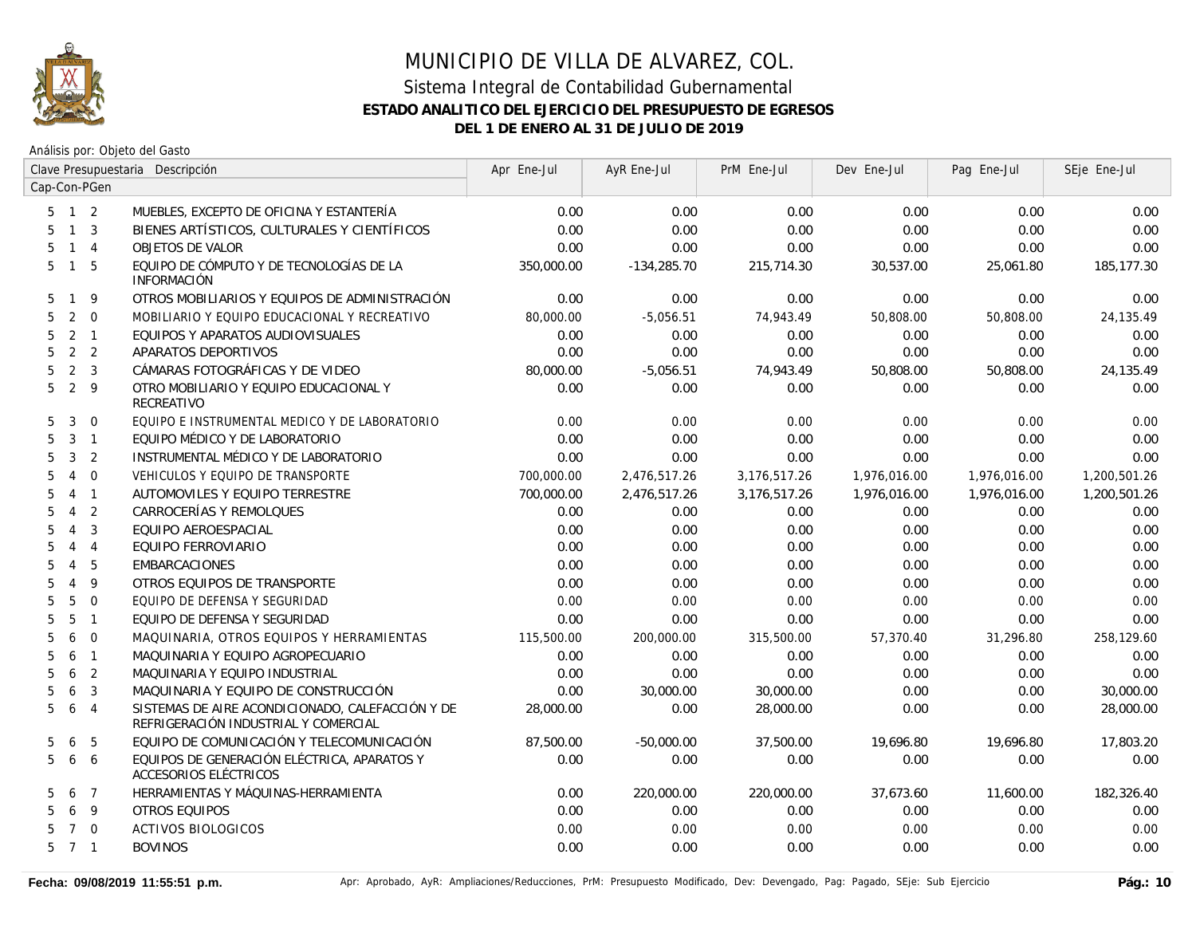# MUNICIPIO DE VILLA DE ALVAREZ, COL.

## Sistema Integral de Contabilidad Gubernamental

### ESTADO ANALITICO DEL EJERCICIO DEL PRESUPUESTO DE EGRESOS

### DEL 1 DE ENERO AL 31 DE JULIO DE 2019

Análisis por: Objeto del Gasto

| Clave Presupuestaria Cap-Con-PGen | Descripción | Apr Ene-Jul | AyR Ene-Jul | PrM Ene-Jul | Dev Ene-Jul | Pag Ene-Jul | SEje Ene-Jul |
|---|---|---|---|---|---|---|---|
| 5 1 2 | MUEBLES, EXCEPTO DE OFICINA Y ESTANTERÍA | 0.00 | 0.00 | 0.00 | 0.00 | 0.00 | 0.00 |
| 5 1 3 | BIENES ARTÍSTICOS, CULTURALES Y CIENTÍFICOS | 0.00 | 0.00 | 0.00 | 0.00 | 0.00 | 0.00 |
| 5 1 4 | OBJETOS DE VALOR | 0.00 | 0.00 | 0.00 | 0.00 | 0.00 | 0.00 |
| 5 1 5 | EQUIPO DE CÓMPUTO Y DE TECNOLOGÍAS DE LA INFORMACIÓN | 350,000.00 | -134,285.70 | 215,714.30 | 30,537.00 | 25,061.80 | 185,177.30 |
| 5 1 9 | OTROS MOBILIARIOS Y EQUIPOS DE ADMINISTRACIÓN | 0.00 | 0.00 | 0.00 | 0.00 | 0.00 | 0.00 |
| 5 2 0 | MOBILIARIO Y EQUIPO EDUCACIONAL Y RECREATIVO | 80,000.00 | -5,056.51 | 74,943.49 | 50,808.00 | 50,808.00 | 24,135.49 |
| 5 2 1 | EQUIPOS Y APARATOS AUDIOVISUALES | 0.00 | 0.00 | 0.00 | 0.00 | 0.00 | 0.00 |
| 5 2 2 | APARATOS DEPORTIVOS | 0.00 | 0.00 | 0.00 | 0.00 | 0.00 | 0.00 |
| 5 2 3 | CÁMARAS FOTOGRÁFICAS Y DE VIDEO | 80,000.00 | -5,056.51 | 74,943.49 | 50,808.00 | 50,808.00 | 24,135.49 |
| 5 2 9 | OTRO MOBILIARIO Y EQUIPO EDUCACIONAL Y RECREATIVO | 0.00 | 0.00 | 0.00 | 0.00 | 0.00 | 0.00 |
| 5 3 0 | EQUIPO E INSTRUMENTAL MEDICO Y DE LABORATORIO | 0.00 | 0.00 | 0.00 | 0.00 | 0.00 | 0.00 |
| 5 3 1 | EQUIPO MÉDICO Y DE LABORATORIO | 0.00 | 0.00 | 0.00 | 0.00 | 0.00 | 0.00 |
| 5 3 2 | INSTRUMENTAL MÉDICO Y DE LABORATORIO | 0.00 | 0.00 | 0.00 | 0.00 | 0.00 | 0.00 |
| 5 4 0 | VEHICULOS Y EQUIPO DE TRANSPORTE | 700,000.00 | 2,476,517.26 | 3,176,517.26 | 1,976,016.00 | 1,976,016.00 | 1,200,501.26 |
| 5 4 1 | AUTOMOVILES Y EQUIPO TERRESTRE | 700,000.00 | 2,476,517.26 | 3,176,517.26 | 1,976,016.00 | 1,976,016.00 | 1,200,501.26 |
| 5 4 2 | CARROCERÍAS Y REMOLQUES | 0.00 | 0.00 | 0.00 | 0.00 | 0.00 | 0.00 |
| 5 4 3 | EQUIPO AEROESPACIAL | 0.00 | 0.00 | 0.00 | 0.00 | 0.00 | 0.00 |
| 5 4 4 | EQUIPO FERROVIARIO | 0.00 | 0.00 | 0.00 | 0.00 | 0.00 | 0.00 |
| 5 4 5 | EMBARCACIONES | 0.00 | 0.00 | 0.00 | 0.00 | 0.00 | 0.00 |
| 5 4 9 | OTROS EQUIPOS DE TRANSPORTE | 0.00 | 0.00 | 0.00 | 0.00 | 0.00 | 0.00 |
| 5 5 0 | EQUIPO DE DEFENSA Y SEGURIDAD | 0.00 | 0.00 | 0.00 | 0.00 | 0.00 | 0.00 |
| 5 5 1 | EQUIPO DE DEFENSA Y SEGURIDAD | 0.00 | 0.00 | 0.00 | 0.00 | 0.00 | 0.00 |
| 5 6 0 | MAQUINARIA, OTROS EQUIPOS Y HERRAMIENTAS | 115,500.00 | 200,000.00 | 315,500.00 | 57,370.40 | 31,296.80 | 258,129.60 |
| 5 6 1 | MAQUINARIA Y EQUIPO AGROPECUARIO | 0.00 | 0.00 | 0.00 | 0.00 | 0.00 | 0.00 |
| 5 6 2 | MAQUINARIA Y EQUIPO INDUSTRIAL | 0.00 | 0.00 | 0.00 | 0.00 | 0.00 | 0.00 |
| 5 6 3 | MAQUINARIA Y EQUIPO DE CONSTRUCCIÓN | 0.00 | 30,000.00 | 30,000.00 | 0.00 | 0.00 | 30,000.00 |
| 5 6 4 | SISTEMAS DE AIRE ACONDICIONADO, CALEFACCIÓN Y DE REFRIGERACIÓN INDUSTRIAL Y COMERCIAL | 28,000.00 | 0.00 | 28,000.00 | 0.00 | 0.00 | 28,000.00 |
| 5 6 5 | EQUIPO DE COMUNICACIÓN Y TELECOMUNICACIÓN | 87,500.00 | -50,000.00 | 37,500.00 | 19,696.80 | 19,696.80 | 17,803.20 |
| 5 6 6 | EQUIPOS DE GENERACIÓN ELÉCTRICA, APARATOS Y ACCESORIOS ELÉCTRICOS | 0.00 | 0.00 | 0.00 | 0.00 | 0.00 | 0.00 |
| 5 6 7 | HERRAMIENTAS Y MÁQUINAS-HERRAMIENTA | 0.00 | 220,000.00 | 220,000.00 | 37,673.60 | 11,600.00 | 182,326.40 |
| 5 6 9 | OTROS EQUIPOS | 0.00 | 0.00 | 0.00 | 0.00 | 0.00 | 0.00 |
| 5 7 0 | ACTIVOS BIOLOGICOS | 0.00 | 0.00 | 0.00 | 0.00 | 0.00 | 0.00 |
| 5 7 1 | BOVINOS | 0.00 | 0.00 | 0.00 | 0.00 | 0.00 | 0.00 |

**Fecha: 09/08/2019 11:55:51 p.m.** Apr: Aprobado, AyR: Ampliaciones/Reducciones, PrM: Presupuesto Modificado, Dev: Devengado, Pag: Pagado, SEje: Sub Ejercicio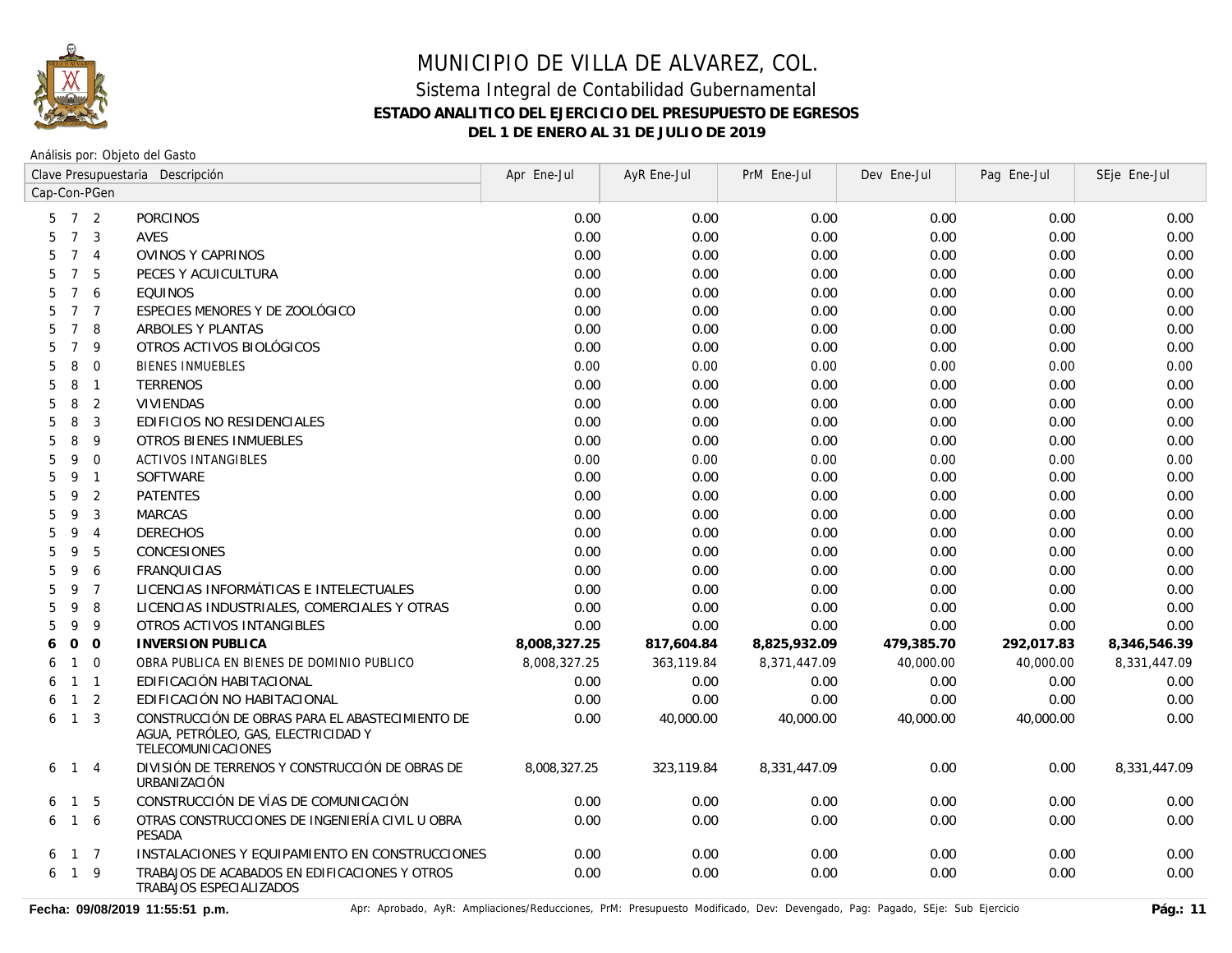# MUNICIPIO DE VILLA DE ALVAREZ, COL.

## Sistema Integral de Contabilidad Gubernamental

### ESTADO ANALITICO DEL EJERCICIO DEL PRESUPUESTO DE EGRESOS

### DEL 1 DE ENERO AL 31 DE JULIO DE 2019

Análisis por: Objeto del Gasto

| Clave Presupuestaria Cap-Con-PGen | Descripción | Apr Ene-Jul | AyR Ene-Jul | PrM Ene-Jul | Dev Ene-Jul | Pag Ene-Jul | SEje Ene-Jul |
|---|---|---|---|---|---|---|---|
| 5 7 2 | PORCINOS | 0.00 | 0.00 | 0.00 | 0.00 | 0.00 | 0.00 |
| 5 7 3 | AVES | 0.00 | 0.00 | 0.00 | 0.00 | 0.00 | 0.00 |
| 5 7 4 | OVINOS Y CAPRINOS | 0.00 | 0.00 | 0.00 | 0.00 | 0.00 | 0.00 |
| 5 7 5 | PECES Y ACUICULTURA | 0.00 | 0.00 | 0.00 | 0.00 | 0.00 | 0.00 |
| 5 7 6 | EQUINOS | 0.00 | 0.00 | 0.00 | 0.00 | 0.00 | 0.00 |
| 5 7 7 | ESPECIES MENORES Y DE ZOOLÓGICO | 0.00 | 0.00 | 0.00 | 0.00 | 0.00 | 0.00 |
| 5 7 8 | ARBOLES Y PLANTAS | 0.00 | 0.00 | 0.00 | 0.00 | 0.00 | 0.00 |
| 5 7 9 | OTROS ACTIVOS BIOLÓGICOS | 0.00 | 0.00 | 0.00 | 0.00 | 0.00 | 0.00 |
| 5 8 0 | BIENES INMUEBLES | 0.00 | 0.00 | 0.00 | 0.00 | 0.00 | 0.00 |
| 5 8 1 | TERRENOS | 0.00 | 0.00 | 0.00 | 0.00 | 0.00 | 0.00 |
| 5 8 2 | VIVIENDAS | 0.00 | 0.00 | 0.00 | 0.00 | 0.00 | 0.00 |
| 5 8 3 | EDIFICIOS NO RESIDENCIALES | 0.00 | 0.00 | 0.00 | 0.00 | 0.00 | 0.00 |
| 5 8 9 | OTROS BIENES INMUEBLES | 0.00 | 0.00 | 0.00 | 0.00 | 0.00 | 0.00 |
| 5 9 0 | ACTIVOS INTANGIBLES | 0.00 | 0.00 | 0.00 | 0.00 | 0.00 | 0.00 |
| 5 9 1 | SOFTWARE | 0.00 | 0.00 | 0.00 | 0.00 | 0.00 | 0.00 |
| 5 9 2 | PATENTES | 0.00 | 0.00 | 0.00 | 0.00 | 0.00 | 0.00 |
| 5 9 3 | MARCAS | 0.00 | 0.00 | 0.00 | 0.00 | 0.00 | 0.00 |
| 5 9 4 | DERECHOS | 0.00 | 0.00 | 0.00 | 0.00 | 0.00 | 0.00 |
| 5 9 5 | CONCESIONES | 0.00 | 0.00 | 0.00 | 0.00 | 0.00 | 0.00 |
| 5 9 6 | FRANQUICIAS | 0.00 | 0.00 | 0.00 | 0.00 | 0.00 | 0.00 |
| 5 9 7 | LICENCIAS INFORMÁTICAS E INTELECTUALES | 0.00 | 0.00 | 0.00 | 0.00 | 0.00 | 0.00 |
| 5 9 8 | LICENCIAS INDUSTRIALES, COMERCIALES Y OTRAS | 0.00 | 0.00 | 0.00 | 0.00 | 0.00 | 0.00 |
| 5 9 9 | OTROS ACTIVOS INTANGIBLES | 0.00 | 0.00 | 0.00 | 0.00 | 0.00 | 0.00 |
| **6 0 0** | **INVERSION PUBLICA** | **8,008,327.25** | **817,604.84** | **8,825,932.09** | **479,385.70** | **292,017.83** | **8,346,546.39** |
| 6 1 0 | OBRA PUBLICA EN BIENES DE DOMINIO PUBLICO | 8,008,327.25 | 363,119.84 | 8,371,447.09 | 40,000.00 | 40,000.00 | 8,331,447.09 |
| 6 1 1 | EDIFICACIÓN HABITACIONAL | 0.00 | 0.00 | 0.00 | 0.00 | 0.00 | 0.00 |
| 6 1 2 | EDIFICACIÓN NO HABITACIONAL | 0.00 | 0.00 | 0.00 | 0.00 | 0.00 | 0.00 |
| 6 1 3 | CONSTRUCCIÓN DE OBRAS PARA EL ABASTECIMIENTO DE AGUA, PETRÓLEO, GAS, ELECTRICIDAD Y TELECOMUNICACIONES | 0.00 | 40,000.00 | 40,000.00 | 40,000.00 | 40,000.00 | 0.00 |
| 6 1 4 | DIVISIÓN DE TERRENOS Y CONSTRUCCIÓN DE OBRAS DE URBANIZACIÓN | 8,008,327.25 | 323,119.84 | 8,331,447.09 | 0.00 | 0.00 | 8,331,447.09 |
| 6 1 5 | CONSTRUCCIÓN DE VÍAS DE COMUNICACIÓN | 0.00 | 0.00 | 0.00 | 0.00 | 0.00 | 0.00 |
| 6 1 6 | OTRAS CONSTRUCCIONES DE INGENIERÍA CIVIL U OBRA PESADA | 0.00 | 0.00 | 0.00 | 0.00 | 0.00 | 0.00 |
| 6 1 7 | INSTALACIONES Y EQUIPAMIENTO EN CONSTRUCCIONES | 0.00 | 0.00 | 0.00 | 0.00 | 0.00 | 0.00 |
| 6 1 9 | TRABAJOS DE ACABADOS EN EDIFICACIONES Y OTROS TRABAJOS ESPECIALIZADOS | 0.00 | 0.00 | 0.00 | 0.00 | 0.00 | 0.00 |

**Fecha: 09/08/2019 11:55:51 p.m.** Apr: Aprobado, AyR: Ampliaciones/Reducciones, PrM: Presupuesto Modificado, Dev: Devengado, Pag: Pagado, SEje: Sub Ejercicio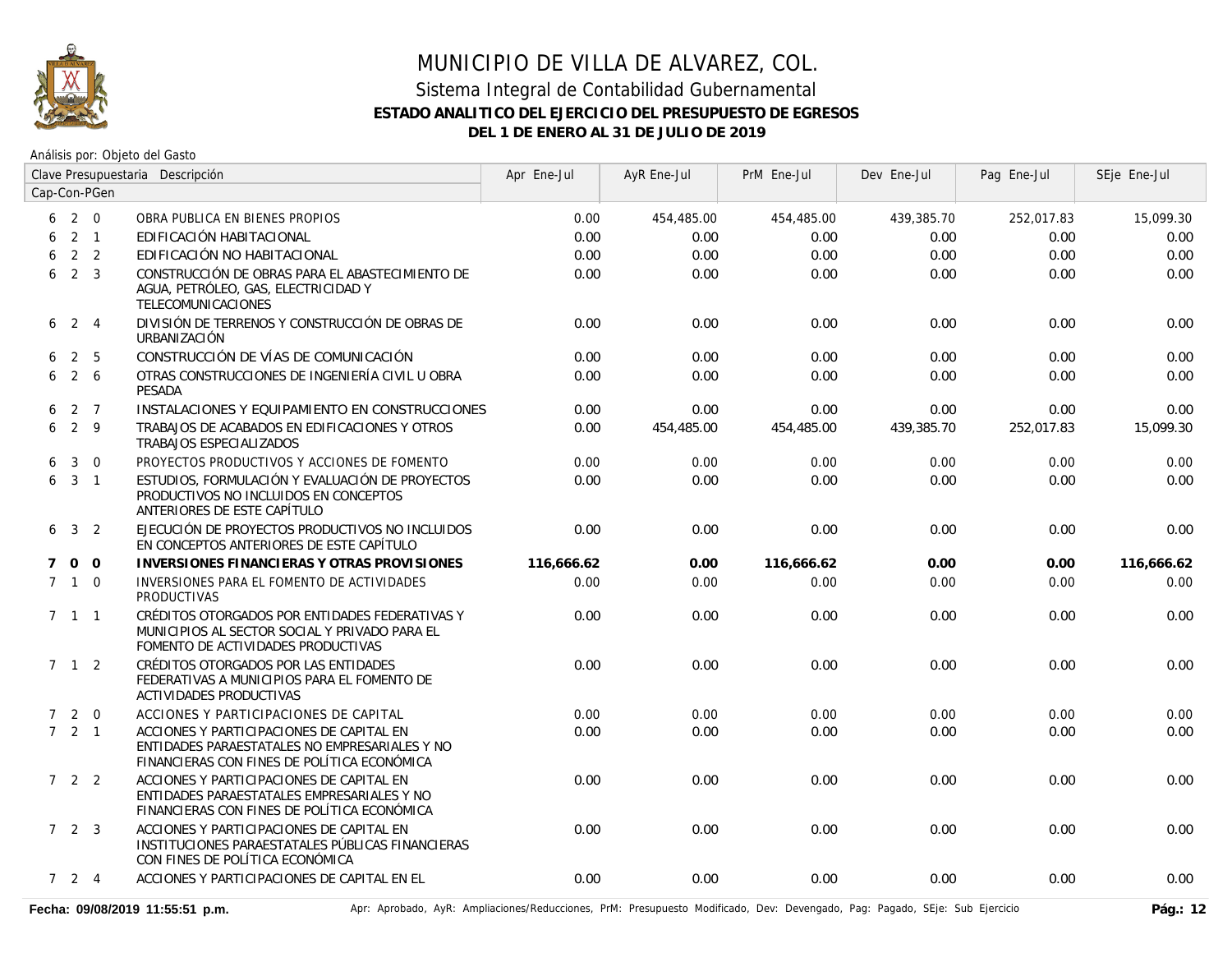# MUNICIPIO DE VILLA DE ALVAREZ, COL.

## Sistema Integral de Contabilidad Gubernamental

### ESTADO ANALITICO DEL EJERCICIO DEL PRESUPUESTO DE EGRESOS

### DEL 1 DE ENERO AL 31 DE JULIO DE 2019

Análisis por: Objeto del Gasto

| Clave Presupuestaria Cap-Con-PGen | Descripción | Apr Ene-Jul | AyR Ene-Jul | PrM Ene-Jul | Dev Ene-Jul | Pag Ene-Jul | SEje Ene-Jul |
|---|---|---|---|---|---|---|---|
| 6 2 0 | OBRA PUBLICA EN BIENES PROPIOS | 0.00 | 454,485.00 | 454,485.00 | 439,385.70 | 252,017.83 | 15,099.30 |
| 6 2 1 | EDIFICACIÓN HABITACIONAL | 0.00 | 0.00 | 0.00 | 0.00 | 0.00 | 0.00 |
| 6 2 2 | EDIFICACIÓN NO HABITACIONAL | 0.00 | 0.00 | 0.00 | 0.00 | 0.00 | 0.00 |
| 6 2 3 | CONSTRUCCIÓN DE OBRAS PARA EL ABASTECIMIENTO DE AGUA, PETRÓLEO, GAS, ELECTRICIDAD Y TELECOMUNICACIONES | 0.00 | 0.00 | 0.00 | 0.00 | 0.00 | 0.00 |
| 6 2 4 | DIVISIÓN DE TERRENOS Y CONSTRUCCIÓN DE OBRAS DE URBANIZACIÓN | 0.00 | 0.00 | 0.00 | 0.00 | 0.00 | 0.00 |
| 6 2 5 | CONSTRUCCIÓN DE VÍAS DE COMUNICACIÓN | 0.00 | 0.00 | 0.00 | 0.00 | 0.00 | 0.00 |
| 6 2 6 | OTRAS CONSTRUCCIONES DE INGENIERÍA CIVIL U OBRA PESADA | 0.00 | 0.00 | 0.00 | 0.00 | 0.00 | 0.00 |
| 6 2 7 | INSTALACIONES Y EQUIPAMIENTO EN CONSTRUCCIONES | 0.00 | 0.00 | 0.00 | 0.00 | 0.00 | 0.00 |
| 6 2 9 | TRABAJOS DE ACABADOS EN EDIFICACIONES Y OTROS TRABAJOS ESPECIALIZADOS | 0.00 | 454,485.00 | 454,485.00 | 439,385.70 | 252,017.83 | 15,099.30 |
| 6 3 0 | PROYECTOS PRODUCTIVOS Y ACCIONES DE FOMENTO | 0.00 | 0.00 | 0.00 | 0.00 | 0.00 | 0.00 |
| 6 3 1 | ESTUDIOS, FORMULACIÓN Y EVALUACIÓN DE PROYECTOS PRODUCTIVOS NO INCLUIDOS EN CONCEPTOS ANTERIORES DE ESTE CAPÍTULO | 0.00 | 0.00 | 0.00 | 0.00 | 0.00 | 0.00 |
| 6 3 2 | EJECUCIÓN DE PROYECTOS PRODUCTIVOS NO INCLUIDOS EN CONCEPTOS ANTERIORES DE ESTE CAPÍTULO | 0.00 | 0.00 | 0.00 | 0.00 | 0.00 | 0.00 |
| **7 0 0** | **INVERSIONES FINANCIERAS Y OTRAS PROVISIONES** | **116,666.62** | **0.00** | **116,666.62** | **0.00** | **0.00** | **116,666.62** |
| 7 1 0 | INVERSIONES PARA EL FOMENTO DE ACTIVIDADES PRODUCTIVAS | 0.00 | 0.00 | 0.00 | 0.00 | 0.00 | 0.00 |
| 7 1 1 | CRÉDITOS OTORGADOS POR ENTIDADES FEDERATIVAS Y MUNICIPIOS AL SECTOR SOCIAL Y PRIVADO PARA EL FOMENTO DE ACTIVIDADES PRODUCTIVAS | 0.00 | 0.00 | 0.00 | 0.00 | 0.00 | 0.00 |
| 7 1 2 | CRÉDITOS OTORGADOS POR LAS ENTIDADES FEDERATIVAS A MUNICIPIOS PARA EL FOMENTO DE ACTIVIDADES PRODUCTIVAS | 0.00 | 0.00 | 0.00 | 0.00 | 0.00 | 0.00 |
| 7 2 0 | ACCIONES Y PARTICIPACIONES DE CAPITAL | 0.00 | 0.00 | 0.00 | 0.00 | 0.00 | 0.00 |
| 7 2 1 | ACCIONES Y PARTICIPACIONES DE CAPITAL EN ENTIDADES PARAESTATALES NO EMPRESARIALES Y NO FINANCIERAS CON FINES DE POLÍTICA ECONÓMICA | 0.00 | 0.00 | 0.00 | 0.00 | 0.00 | 0.00 |
| 7 2 2 | ACCIONES Y PARTICIPACIONES DE CAPITAL EN ENTIDADES PARAESTATALES EMPRESARIALES Y NO FINANCIERAS CON FINES DE POLÍTICA ECONÓMICA | 0.00 | 0.00 | 0.00 | 0.00 | 0.00 | 0.00 |
| 7 2 3 | ACCIONES Y PARTICIPACIONES DE CAPITAL EN INSTITUCIONES PARAESTATALES PÚBLICAS FINANCIERAS CON FINES DE POLÍTICA ECONÓMICA | 0.00 | 0.00 | 0.00 | 0.00 | 0.00 | 0.00 |
| 7 2 4 | ACCIONES Y PARTICIPACIONES DE CAPITAL EN EL | 0.00 | 0.00 | 0.00 | 0.00 | 0.00 | 0.00 |

**Fecha: 09/08/2019 11:55:51 p.m.** Apr: Aprobado, AyR: Ampliaciones/Reducciones, PrM: Presupuesto Modificado, Dev: Devengado, Pag: Pagado, SEje: Sub Ejercicio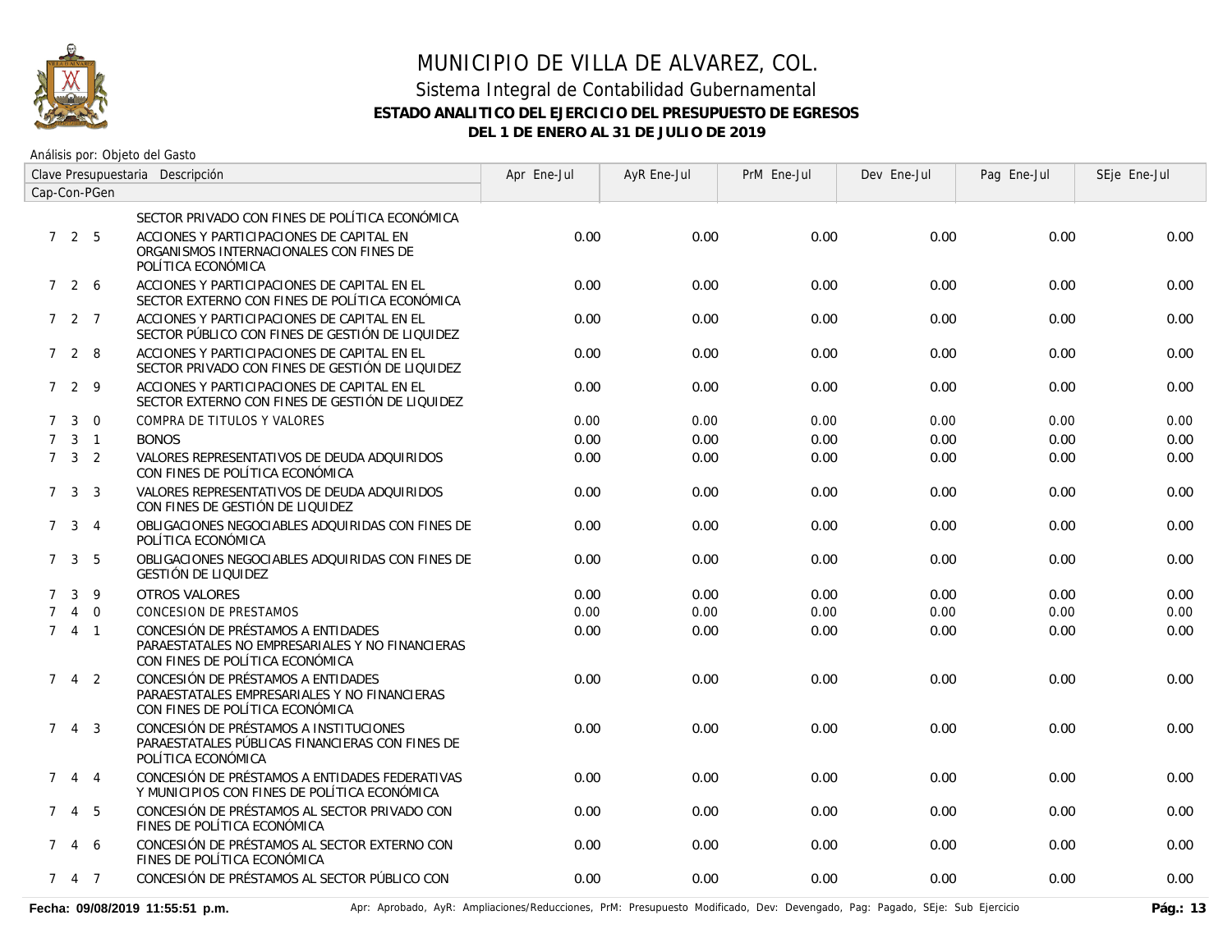# MUNICIPIO DE VILLA DE ALVAREZ, COL.

## Sistema Integral de Contabilidad Gubernamental

### ESTADO ANALITICO DEL EJERCICIO DEL PRESUPUESTO DE EGRESOS

### DEL 1 DE ENERO AL 31 DE JULIO DE 2019

Análisis por: Objeto del Gasto

| Clave Presupuestaria Cap-Con-PGen | Descripción | Apr Ene-Jul | AyR Ene-Jul | PrM Ene-Jul | Dev Ene-Jul | Pag Ene-Jul | SEje Ene-Jul |
|---|---|---|---|---|---|---|---|
| | SECTOR PRIVADO CON FINES DE POLÍTICA ECONÓMICA | | | | | | |
| 7 2 5 | ACCIONES Y PARTICIPACIONES DE CAPITAL EN ORGANISMOS INTERNACIONALES CON FINES DE POLÍTICA ECONÓMICA | 0.00 | 0.00 | 0.00 | 0.00 | 0.00 | 0.00 |
| 7 2 6 | ACCIONES Y PARTICIPACIONES DE CAPITAL EN EL SECTOR EXTERNO CON FINES DE POLÍTICA ECONÓMICA | 0.00 | 0.00 | 0.00 | 0.00 | 0.00 | 0.00 |
| 7 2 7 | ACCIONES Y PARTICIPACIONES DE CAPITAL EN EL SECTOR PÚBLICO CON FINES DE GESTIÓN DE LIQUIDEZ | 0.00 | 0.00 | 0.00 | 0.00 | 0.00 | 0.00 |
| 7 2 8 | ACCIONES Y PARTICIPACIONES DE CAPITAL EN EL SECTOR PRIVADO CON FINES DE GESTIÓN DE LIQUIDEZ | 0.00 | 0.00 | 0.00 | 0.00 | 0.00 | 0.00 |
| 7 2 9 | ACCIONES Y PARTICIPACIONES DE CAPITAL EN EL SECTOR EXTERNO CON FINES DE GESTIÓN DE LIQUIDEZ | 0.00 | 0.00 | 0.00 | 0.00 | 0.00 | 0.00 |
| 7 3 0 | COMPRA DE TITULOS Y VALORES | 0.00 | 0.00 | 0.00 | 0.00 | 0.00 | 0.00 |
| 7 3 1 | BONOS | 0.00 | 0.00 | 0.00 | 0.00 | 0.00 | 0.00 |
| 7 3 2 | VALORES REPRESENTATIVOS DE DEUDA ADQUIRIDOS CON FINES DE POLÍTICA ECONÓMICA | 0.00 | 0.00 | 0.00 | 0.00 | 0.00 | 0.00 |
| 7 3 3 | VALORES REPRESENTATIVOS DE DEUDA ADQUIRIDOS CON FINES DE GESTIÓN DE LIQUIDEZ | 0.00 | 0.00 | 0.00 | 0.00 | 0.00 | 0.00 |
| 7 3 4 | OBLIGACIONES NEGOCIABLES ADQUIRIDAS CON FINES DE POLÍTICA ECONÓMICA | 0.00 | 0.00 | 0.00 | 0.00 | 0.00 | 0.00 |
| 7 3 5 | OBLIGACIONES NEGOCIABLES ADQUIRIDAS CON FINES DE GESTIÓN DE LIQUIDEZ | 0.00 | 0.00 | 0.00 | 0.00 | 0.00 | 0.00 |
| 7 3 9 | OTROS VALORES | 0.00 | 0.00 | 0.00 | 0.00 | 0.00 | 0.00 |
| 7 4 0 | CONCESION DE PRESTAMOS | 0.00 | 0.00 | 0.00 | 0.00 | 0.00 | 0.00 |
| 7 4 1 | CONCESIÓN DE PRÉSTAMOS A ENTIDADES PARAESTATALES NO EMPRESARIALES Y NO FINANCIERAS CON FINES DE POLÍTICA ECONÓMICA | 0.00 | 0.00 | 0.00 | 0.00 | 0.00 | 0.00 |
| 7 4 2 | CONCESIÓN DE PRÉSTAMOS A ENTIDADES PARAESTATALES EMPRESARIALES Y NO FINANCIERAS CON FINES DE POLÍTICA ECONÓMICA | 0.00 | 0.00 | 0.00 | 0.00 | 0.00 | 0.00 |
| 7 4 3 | CONCESIÓN DE PRÉSTAMOS A INSTITUCIONES PARAESTATALES PÚBLICAS FINANCIERAS CON FINES DE POLÍTICA ECONÓMICA | 0.00 | 0.00 | 0.00 | 0.00 | 0.00 | 0.00 |
| 7 4 4 | CONCESIÓN DE PRÉSTAMOS A ENTIDADES FEDERATIVAS Y MUNICIPIOS CON FINES DE POLÍTICA ECONÓMICA | 0.00 | 0.00 | 0.00 | 0.00 | 0.00 | 0.00 |
| 7 4 5 | CONCESIÓN DE PRÉSTAMOS AL SECTOR PRIVADO CON FINES DE POLÍTICA ECONÓMICA | 0.00 | 0.00 | 0.00 | 0.00 | 0.00 | 0.00 |
| 7 4 6 | CONCESIÓN DE PRÉSTAMOS AL SECTOR EXTERNO CON FINES DE POLÍTICA ECONÓMICA | 0.00 | 0.00 | 0.00 | 0.00 | 0.00 | 0.00 |
| 7 4 7 | CONCESIÓN DE PRÉSTAMOS AL SECTOR PÚBLICO CON | 0.00 | 0.00 | 0.00 | 0.00 | 0.00 | 0.00 |

Fecha: 09/08/2019 11:55:51 p.m.

Apr: Aprobado, AyR: Ampliaciones/Reducciones, PrM: Presupuesto Modificado, Dev: Devengado, Pag: Pagado, SEje: Sub Ejercicio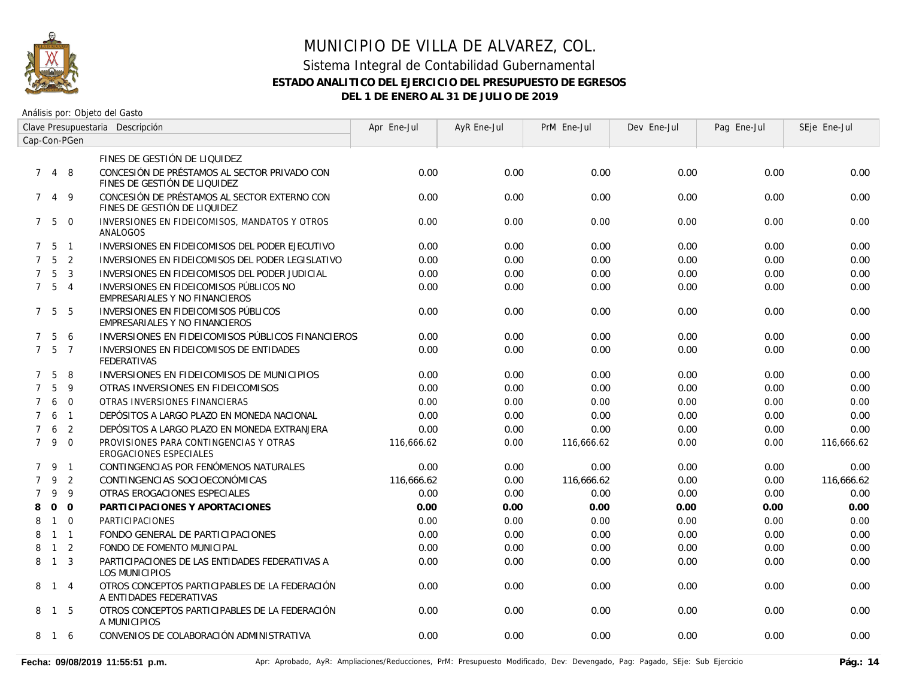# MUNICIPIO DE VILLA DE ALVAREZ, COL.

## Sistema Integral de Contabilidad Gubernamental

### ESTADO ANALITICO DEL EJERCICIO DEL PRESUPUESTO DE EGRESOS

### DEL 1 DE ENERO AL 31 DE JULIO DE 2019

Análisis por: Objeto del Gasto

| Clave Presupuestaria Cap-Con-PGen | Descripción | Apr Ene-Jul | AyR Ene-Jul | PrM Ene-Jul | Dev Ene-Jul | Pag Ene-Jul | SEje Ene-Jul |
|---|---|---|---|---|---|---|---|
| | FINES DE GESTIÓN DE LIQUIDEZ | | | | | | |
| 7 4 8 | CONCESIÓN DE PRÉSTAMOS AL SECTOR PRIVADO CON FINES DE GESTIÓN DE LIQUIDEZ | 0.00 | 0.00 | 0.00 | 0.00 | 0.00 | 0.00 |
| 7 4 9 | CONCESIÓN DE PRÉSTAMOS AL SECTOR EXTERNO CON FINES DE GESTIÓN DE LIQUIDEZ | 0.00 | 0.00 | 0.00 | 0.00 | 0.00 | 0.00 |
| 7 5 0 | INVERSIONES EN FIDEICOMISOS, MANDATOS Y OTROS ANALOGOS | 0.00 | 0.00 | 0.00 | 0.00 | 0.00 | 0.00 |
| 7 5 1 | INVERSIONES EN FIDEICOMISOS DEL PODER EJECUTIVO | 0.00 | 0.00 | 0.00 | 0.00 | 0.00 | 0.00 |
| 7 5 2 | INVERSIONES EN FIDEICOMISOS DEL PODER LEGISLATIVO | 0.00 | 0.00 | 0.00 | 0.00 | 0.00 | 0.00 |
| 7 5 3 | INVERSIONES EN FIDEICOMISOS DEL PODER JUDICIAL | 0.00 | 0.00 | 0.00 | 0.00 | 0.00 | 0.00 |
| 7 5 4 | INVERSIONES EN FIDEICOMISOS PÚBLICOS NO EMPRESARIALES Y NO FINANCIEROS | 0.00 | 0.00 | 0.00 | 0.00 | 0.00 | 0.00 |
| 7 5 5 | INVERSIONES EN FIDEICOMISOS PÚBLICOS EMPRESARIALES Y NO FINANCIEROS | 0.00 | 0.00 | 0.00 | 0.00 | 0.00 | 0.00 |
| 7 5 6 | INVERSIONES EN FIDEICOMISOS PÚBLICOS FINANCIEROS | 0.00 | 0.00 | 0.00 | 0.00 | 0.00 | 0.00 |
| 7 5 7 | INVERSIONES EN FIDEICOMISOS DE ENTIDADES FEDERATIVAS | 0.00 | 0.00 | 0.00 | 0.00 | 0.00 | 0.00 |
| 7 5 8 | INVERSIONES EN FIDEICOMISOS DE MUNICIPIOS | 0.00 | 0.00 | 0.00 | 0.00 | 0.00 | 0.00 |
| 7 5 9 | OTRAS INVERSIONES EN FIDEICOMISOS | 0.00 | 0.00 | 0.00 | 0.00 | 0.00 | 0.00 |
| 7 6 0 | OTRAS INVERSIONES FINANCIERAS | 0.00 | 0.00 | 0.00 | 0.00 | 0.00 | 0.00 |
| 7 6 1 | DEPÓSITOS A LARGO PLAZO EN MONEDA NACIONAL | 0.00 | 0.00 | 0.00 | 0.00 | 0.00 | 0.00 |
| 7 6 2 | DEPÓSITOS A LARGO PLAZO EN MONEDA EXTRANJERA | 0.00 | 0.00 | 0.00 | 0.00 | 0.00 | 0.00 |
| 7 9 0 | PROVISIONES PARA CONTINGENCIAS Y OTRAS EROGACIONES ESPECIALES | 116,666.62 | 0.00 | 116,666.62 | 0.00 | 0.00 | 116,666.62 |
| 7 9 1 | CONTINGENCIAS POR FENÓMENOS NATURALES | 0.00 | 0.00 | 0.00 | 0.00 | 0.00 | 0.00 |
| 7 9 2 | CONTINGENCIAS SOCIOECONÓMICAS | 116,666.62 | 0.00 | 116,666.62 | 0.00 | 0.00 | 116,666.62 |
| 7 9 9 | OTRAS EROGACIONES ESPECIALES | 0.00 | 0.00 | 0.00 | 0.00 | 0.00 | 0.00 |
| **8 0 0** | **PARTICIPACIONES Y APORTACIONES** | **0.00** | **0.00** | **0.00** | **0.00** | **0.00** | **0.00** |
| 8 1 0 | PARTICIPACIONES | 0.00 | 0.00 | 0.00 | 0.00 | 0.00 | 0.00 |
| 8 1 1 | FONDO GENERAL DE PARTICIPACIONES | 0.00 | 0.00 | 0.00 | 0.00 | 0.00 | 0.00 |
| 8 1 2 | FONDO DE FOMENTO MUNICIPAL | 0.00 | 0.00 | 0.00 | 0.00 | 0.00 | 0.00 |
| 8 1 3 | PARTICIPACIONES DE LAS ENTIDADES FEDERATIVAS A LOS MUNICIPIOS | 0.00 | 0.00 | 0.00 | 0.00 | 0.00 | 0.00 |
| 8 1 4 | OTROS CONCEPTOS PARTICIPABLES DE LA FEDERACIÓN A ENTIDADES FEDERATIVAS | 0.00 | 0.00 | 0.00 | 0.00 | 0.00 | 0.00 |
| 8 1 5 | OTROS CONCEPTOS PARTICIPABLES DE LA FEDERACIÓN A MUNICIPIOS | 0.00 | 0.00 | 0.00 | 0.00 | 0.00 | 0.00 |
| 8 1 6 | CONVENIOS DE COLABORACIÓN ADMINISTRATIVA | 0.00 | 0.00 | 0.00 | 0.00 | 0.00 | 0.00 |

**Fecha: 09/08/2019 11:55:51 p.m.** Apr: Aprobado, AyR: Ampliaciones/Reducciones, PrM: Presupuesto Modificado, Dev: Devengado, Pag: Pagado, SEje: Sub Ejercicio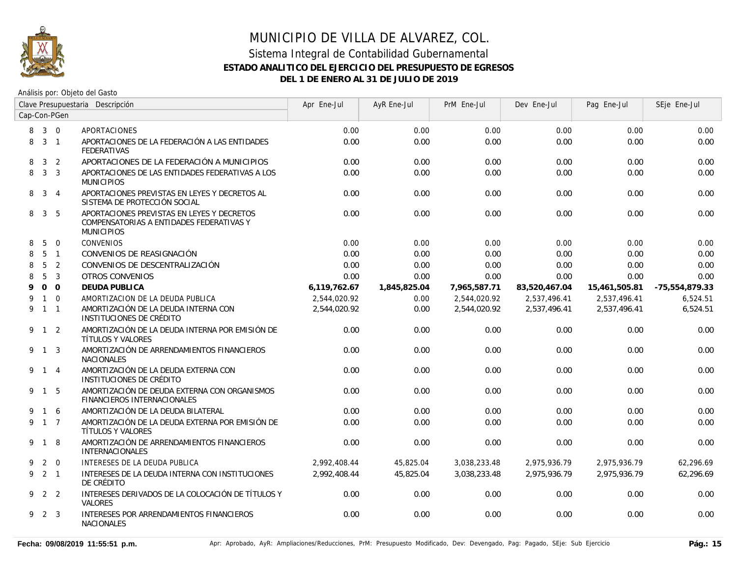# MUNICIPIO DE VILLA DE ALVAREZ, COL.

## Sistema Integral de Contabilidad Gubernamental

### ESTADO ANALITICO DEL EJERCICIO DEL PRESUPUESTO DE EGRESOS

### DEL 1 DE ENERO AL 31 DE JULIO DE 2019

Análisis por: Objeto del Gasto

| Clave Presupuestaria Cap-Con-PGen | | | Descripción | Apr Ene-Jul | AyR Ene-Jul | PrM Ene-Jul | Dev Ene-Jul | Pag Ene-Jul | SEje Ene-Jul |
|---|---|---|---|---|---|---|---|---|---|
| 8 | 3 | 0 | APORTACIONES | 0.00 | 0.00 | 0.00 | 0.00 | 0.00 | 0.00 |
| 8 | 3 | 1 | APORTACIONES DE LA FEDERACIÓN A LAS ENTIDADES FEDERATIVAS | 0.00 | 0.00 | 0.00 | 0.00 | 0.00 | 0.00 |
| 8 | 3 | 2 | APORTACIONES DE LA FEDERACIÓN A MUNICIPIOS | 0.00 | 0.00 | 0.00 | 0.00 | 0.00 | 0.00 |
| 8 | 3 | 3 | APORTACIONES DE LAS ENTIDADES FEDERATIVAS A LOS MUNICIPIOS | 0.00 | 0.00 | 0.00 | 0.00 | 0.00 | 0.00 |
| 8 | 3 | 4 | APORTACIONES PREVISTAS EN LEYES Y DECRETOS AL SISTEMA DE PROTECCIÓN SOCIAL | 0.00 | 0.00 | 0.00 | 0.00 | 0.00 | 0.00 |
| 8 | 3 | 5 | APORTACIONES PREVISTAS EN LEYES Y DECRETOS COMPENSATORIAS A ENTIDADES FEDERATIVAS Y MUNICIPIOS | 0.00 | 0.00 | 0.00 | 0.00 | 0.00 | 0.00 |
| 8 | 5 | 0 | CONVENIOS | 0.00 | 0.00 | 0.00 | 0.00 | 0.00 | 0.00 |
| 8 | 5 | 1 | CONVENIOS DE REASIGNACIÓN | 0.00 | 0.00 | 0.00 | 0.00 | 0.00 | 0.00 |
| 8 | 5 | 2 | CONVENIOS DE DESCENTRALIZACIÓN | 0.00 | 0.00 | 0.00 | 0.00 | 0.00 | 0.00 |
| 8 | 5 | 3 | OTROS CONVENIOS | 0.00 | 0.00 | 0.00 | 0.00 | 0.00 | 0.00 |
| **9** | **0** | **0** | **DEUDA PUBLICA** | **6,119,762.67** | **1,845,825.04** | **7,965,587.71** | **83,520,467.04** | **15,461,505.81** | **-75,554,879.33** |
| 9 | 1 | 0 | AMORTIZACION DE LA DEUDA PUBLICA | 2,544,020.92 | 0.00 | 2,544,020.92 | 2,537,496.41 | 2,537,496.41 | 6,524.51 |
| 9 | 1 | 1 | AMORTIZACIÓN DE LA DEUDA INTERNA CON INSTITUCIONES DE CRÉDITO | 2,544,020.92 | 0.00 | 2,544,020.92 | 2,537,496.41 | 2,537,496.41 | 6,524.51 |
| 9 | 1 | 2 | AMORTIZACIÓN DE LA DEUDA INTERNA POR EMISIÓN DE TÍTULOS Y VALORES | 0.00 | 0.00 | 0.00 | 0.00 | 0.00 | 0.00 |
| 9 | 1 | 3 | AMORTIZACIÓN DE ARRENDAMIENTOS FINANCIEROS NACIONALES | 0.00 | 0.00 | 0.00 | 0.00 | 0.00 | 0.00 |
| 9 | 1 | 4 | AMORTIZACIÓN DE LA DEUDA EXTERNA CON INSTITUCIONES DE CRÉDITO | 0.00 | 0.00 | 0.00 | 0.00 | 0.00 | 0.00 |
| 9 | 1 | 5 | AMORTIZACIÓN DE DEUDA EXTERNA CON ORGANISMOS FINANCIEROS INTERNACIONALES | 0.00 | 0.00 | 0.00 | 0.00 | 0.00 | 0.00 |
| 9 | 1 | 6 | AMORTIZACIÓN DE LA DEUDA BILATERAL | 0.00 | 0.00 | 0.00 | 0.00 | 0.00 | 0.00 |
| 9 | 1 | 7 | AMORTIZACIÓN DE LA DEUDA EXTERNA POR EMISIÓN DE TÍTULOS Y VALORES | 0.00 | 0.00 | 0.00 | 0.00 | 0.00 | 0.00 |
| 9 | 1 | 8 | AMORTIZACIÓN DE ARRENDAMIENTOS FINANCIEROS INTERNACIONALES | 0.00 | 0.00 | 0.00 | 0.00 | 0.00 | 0.00 |
| 9 | 2 | 0 | INTERESES DE LA DEUDA PUBLICA | 2,992,408.44 | 45,825.04 | 3,038,233.48 | 2,975,936.79 | 2,975,936.79 | 62,296.69 |
| 9 | 2 | 1 | INTERESES DE LA DEUDA INTERNA CON INSTITUCIONES DE CRÉDITO | 2,992,408.44 | 45,825.04 | 3,038,233.48 | 2,975,936.79 | 2,975,936.79 | 62,296.69 |
| 9 | 2 | 2 | INTERESES DERIVADOS DE LA COLOCACIÓN DE TÍTULOS Y VALORES | 0.00 | 0.00 | 0.00 | 0.00 | 0.00 | 0.00 |
| 9 | 2 | 3 | INTERESES POR ARRENDAMIENTOS FINANCIEROS NACIONALES | 0.00 | 0.00 | 0.00 | 0.00 | 0.00 | 0.00 |

Fecha: 09/08/2019 11:55:51 p.m.

Apr: Aprobado, AyR: Ampliaciones/Reducciones, PrM: Presupuesto Modificado, Dev: Devengado, Pag: Pagado, SEje: Sub Ejercicio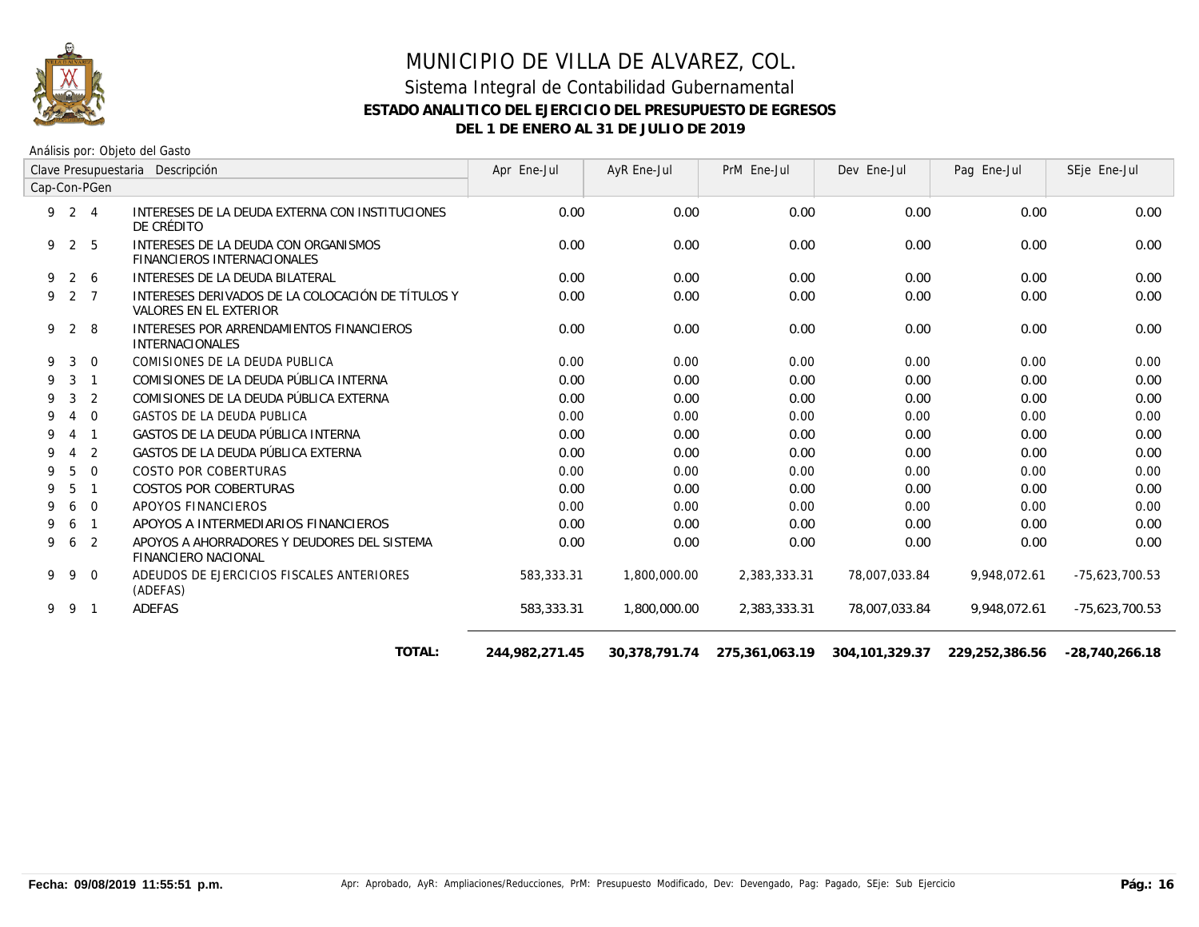# MUNICIPIO DE VILLA DE ALVAREZ, COL.

## Sistema Integral de Contabilidad Gubernamental

### ESTADO ANALITICO DEL EJERCICIO DEL PRESUPUESTO DE EGRESOS

### DEL 1 DE ENERO AL 31 DE JULIO DE 2019

Análisis por: Objeto del Gasto

| Clave Presupuestaria Cap-Con-PGen | Descripción | Apr Ene-Jul | AyR Ene-Jul | PrM Ene-Jul | Dev Ene-Jul | Pag Ene-Jul | SEje Ene-Jul |
|---|---|---|---|---|---|---|---|
| 9 2 4 | INTERESES DE LA DEUDA EXTERNA CON INSTITUCIONES DE CRÉDITO | 0.00 | 0.00 | 0.00 | 0.00 | 0.00 | 0.00 |
| 9 2 5 | INTERESES DE LA DEUDA CON ORGANISMOS FINANCIEROS INTERNACIONALES | 0.00 | 0.00 | 0.00 | 0.00 | 0.00 | 0.00 |
| 9 2 6 | INTERESES DE LA DEUDA BILATERAL | 0.00 | 0.00 | 0.00 | 0.00 | 0.00 | 0.00 |
| 9 2 7 | INTERESES DERIVADOS DE LA COLOCACIÓN DE TÍTULOS Y VALORES EN EL EXTERIOR | 0.00 | 0.00 | 0.00 | 0.00 | 0.00 | 0.00 |
| 9 2 8 | INTERESES POR ARRENDAMIENTOS FINANCIEROS INTERNACIONALES | 0.00 | 0.00 | 0.00 | 0.00 | 0.00 | 0.00 |
| 9 3 0 | COMISIONES DE LA DEUDA PUBLICA | 0.00 | 0.00 | 0.00 | 0.00 | 0.00 | 0.00 |
| 9 3 1 | COMISIONES DE LA DEUDA PÚBLICA INTERNA | 0.00 | 0.00 | 0.00 | 0.00 | 0.00 | 0.00 |
| 9 3 2 | COMISIONES DE LA DEUDA PÚBLICA EXTERNA | 0.00 | 0.00 | 0.00 | 0.00 | 0.00 | 0.00 |
| 9 4 0 | GASTOS DE LA DEUDA PUBLICA | 0.00 | 0.00 | 0.00 | 0.00 | 0.00 | 0.00 |
| 9 4 1 | GASTOS DE LA DEUDA PÚBLICA INTERNA | 0.00 | 0.00 | 0.00 | 0.00 | 0.00 | 0.00 |
| 9 4 2 | GASTOS DE LA DEUDA PÚBLICA EXTERNA | 0.00 | 0.00 | 0.00 | 0.00 | 0.00 | 0.00 |
| 9 5 0 | COSTO POR COBERTURAS | 0.00 | 0.00 | 0.00 | 0.00 | 0.00 | 0.00 |
| 9 5 1 | COSTOS POR COBERTURAS | 0.00 | 0.00 | 0.00 | 0.00 | 0.00 | 0.00 |
| 9 6 0 | APOYOS FINANCIEROS | 0.00 | 0.00 | 0.00 | 0.00 | 0.00 | 0.00 |
| 9 6 1 | APOYOS A INTERMEDIARIOS FINANCIEROS | 0.00 | 0.00 | 0.00 | 0.00 | 0.00 | 0.00 |
| 9 6 2 | APOYOS A AHORRADORES Y DEUDORES DEL SISTEMA FINANCIERO NACIONAL | 0.00 | 0.00 | 0.00 | 0.00 | 0.00 | 0.00 |
| 9 9 0 | ADEUDOS DE EJERCICIOS FISCALES ANTERIORES (ADEFAS) | 583,333.31 | 1,800,000.00 | 2,383,333.31 | 78,007,033.84 | 9,948,072.61 | -75,623,700.53 |
| 9 9 1 | ADEFAS | 583,333.31 | 1,800,000.00 | 2,383,333.31 | 78,007,033.84 | 9,948,072.61 | -75,623,700.53 |
| | **TOTAL:** | **244,982,271.45** | **30,378,791.74** | **275,361,063.19** | **304,101,329.37** | **229,252,386.56** | **-28,740,266.18** |

**Fecha: 09/08/2019 11:55:51 p.m.**

Apr: Aprobado, AyR: Ampliaciones/Reducciones, PrM: Presupuesto Modificado, Dev: Devengado, Pag: Pagado, SEje: Sub Ejercicio